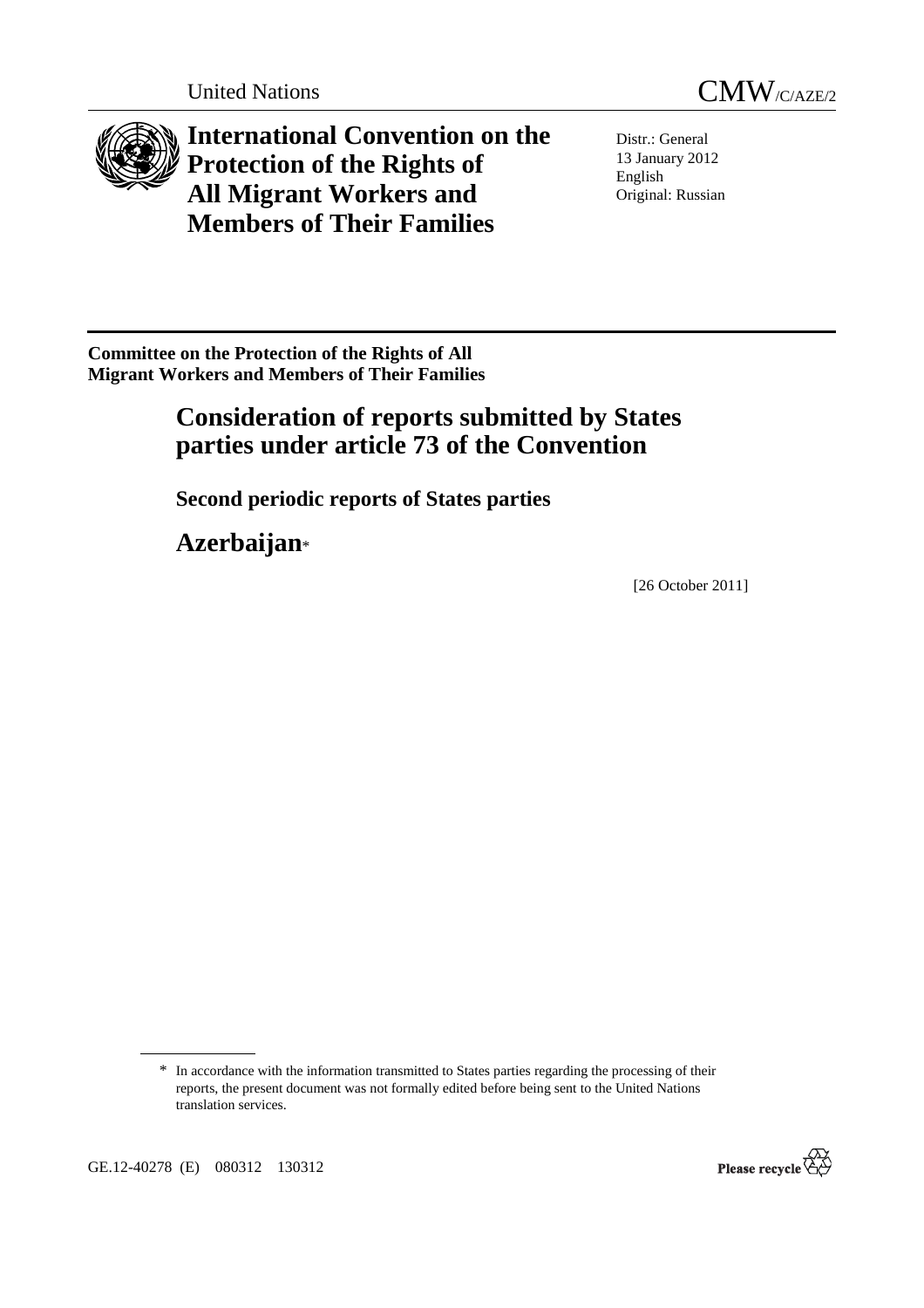United Nations CMW/C/AZE/2

# International Convention on the Protection of the Rights of All Migrant Workers and Members of Their Families

Distr.: General
13 January 2012
English
Original: Russian

**Committee on the Protection of the Rights of All Migrant Workers and Members of Their Families**

## Consideration of reports submitted by States parties under article 73 of the Convention

### Second periodic reports of States parties

## Azerbaijan*

[26 October 2011]

\* In accordance with the information transmitted to States parties regarding the processing of their reports, the present document was not formally edited before being sent to the United Nations translation services.

GE.12-40278 (E) 080312 130312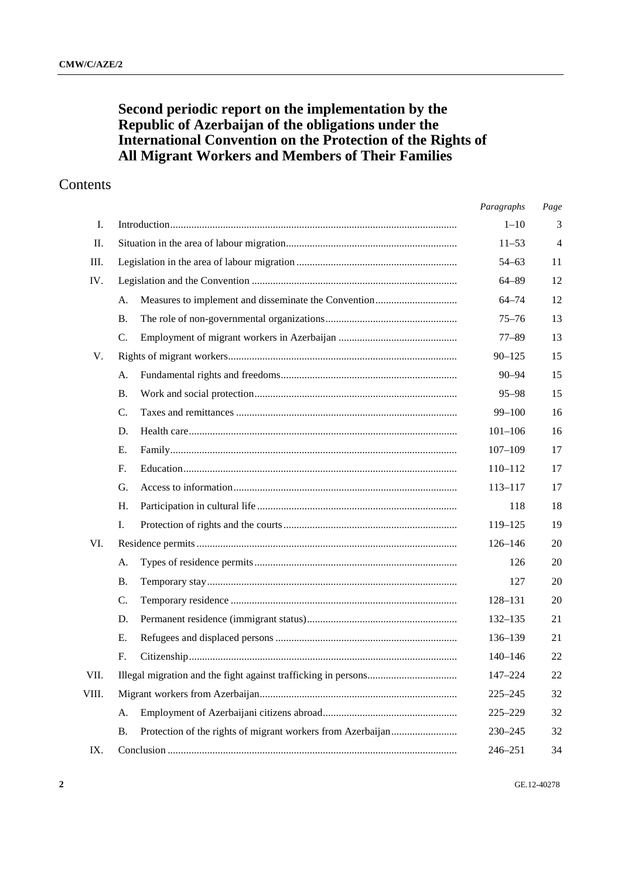# Second periodic report on the implementation by the Republic of Azerbaijan of the obligations under the International Convention on the Protection of the Rights of All Migrant Workers and Members of Their Families

## Contents

| | | | *Paragraphs* | *Page* |
|---|---|---|---|---|
| I. | Introduction | | 1–10 | 3 |
| II. | Situation in the area of labour migration | | 11–53 | 4 |
| III. | Legislation in the area of labour migration | | 54–63 | 11 |
| IV. | Legislation and the Convention | | 64–89 | 12 |
| | A. | Measures to implement and disseminate the Convention | 64–74 | 12 |
| | B. | The role of non-governmental organizations | 75–76 | 13 |
| | C. | Employment of migrant workers in Azerbaijan | 77–89 | 13 |
| V. | Rights of migrant workers | | 90–125 | 15 |
| | A. | Fundamental rights and freedoms | 90–94 | 15 |
| | B. | Work and social protection | 95–98 | 15 |
| | C. | Taxes and remittances | 99–100 | 16 |
| | D. | Health care | 101–106 | 16 |
| | E. | Family | 107–109 | 17 |
| | F. | Education | 110–112 | 17 |
| | G. | Access to information | 113–117 | 17 |
| | H. | Participation in cultural life | 118 | 18 |
| | I. | Protection of rights and the courts | 119–125 | 19 |
| VI. | Residence permits | | 126–146 | 20 |
| | A. | Types of residence permits | 126 | 20 |
| | B. | Temporary stay | 127 | 20 |
| | C. | Temporary residence | 128–131 | 20 |
| | D. | Permanent residence (immigrant status) | 132–135 | 21 |
| | E. | Refugees and displaced persons | 136–139 | 21 |
| | F. | Citizenship | 140–146 | 22 |
| VII. | Illegal migration and the fight against trafficking in persons | | 147–224 | 22 |
| VIII. | Migrant workers from Azerbaijan | | 225–245 | 32 |
| | A. | Employment of Azerbaijani citizens abroad | 225–229 | 32 |
| | B. | Protection of the rights of migrant workers from Azerbaijan | 230–245 | 32 |
| IX. | Conclusion | | 246–251 | 34 |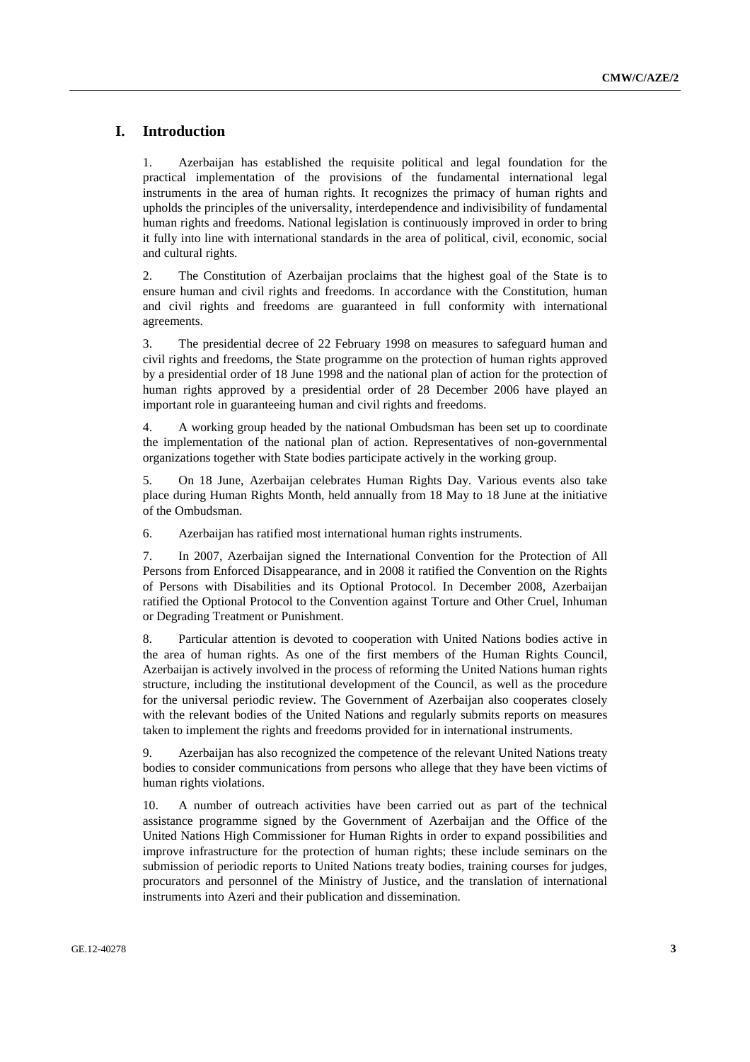# I. Introduction

1. Azerbaijan has established the requisite political and legal foundation for the practical implementation of the provisions of the fundamental international legal instruments in the area of human rights. It recognizes the primacy of human rights and upholds the principles of the universality, interdependence and indivisibility of fundamental human rights and freedoms. National legislation is continuously improved in order to bring it fully into line with international standards in the area of political, civil, economic, social and cultural rights.

2. The Constitution of Azerbaijan proclaims that the highest goal of the State is to ensure human and civil rights and freedoms. In accordance with the Constitution, human and civil rights and freedoms are guaranteed in full conformity with international agreements.

3. The presidential decree of 22 February 1998 on measures to safeguard human and civil rights and freedoms, the State programme on the protection of human rights approved by a presidential order of 18 June 1998 and the national plan of action for the protection of human rights approved by a presidential order of 28 December 2006 have played an important role in guaranteeing human and civil rights and freedoms.

4. A working group headed by the national Ombudsman has been set up to coordinate the implementation of the national plan of action. Representatives of non-governmental organizations together with State bodies participate actively in the working group.

5. On 18 June, Azerbaijan celebrates Human Rights Day. Various events also take place during Human Rights Month, held annually from 18 May to 18 June at the initiative of the Ombudsman.

6. Azerbaijan has ratified most international human rights instruments.

7. In 2007, Azerbaijan signed the International Convention for the Protection of All Persons from Enforced Disappearance, and in 2008 it ratified the Convention on the Rights of Persons with Disabilities and its Optional Protocol. In December 2008, Azerbaijan ratified the Optional Protocol to the Convention against Torture and Other Cruel, Inhuman or Degrading Treatment or Punishment.

8. Particular attention is devoted to cooperation with United Nations bodies active in the area of human rights. As one of the first members of the Human Rights Council, Azerbaijan is actively involved in the process of reforming the United Nations human rights structure, including the institutional development of the Council, as well as the procedure for the universal periodic review. The Government of Azerbaijan also cooperates closely with the relevant bodies of the United Nations and regularly submits reports on measures taken to implement the rights and freedoms provided for in international instruments.

9. Azerbaijan has also recognized the competence of the relevant United Nations treaty bodies to consider communications from persons who allege that they have been victims of human rights violations.

10. A number of outreach activities have been carried out as part of the technical assistance programme signed by the Government of Azerbaijan and the Office of the United Nations High Commissioner for Human Rights in order to expand possibilities and improve infrastructure for the protection of human rights; these include seminars on the submission of periodic reports to United Nations treaty bodies, training courses for judges, procurators and personnel of the Ministry of Justice, and the translation of international instruments into Azeri and their publication and dissemination.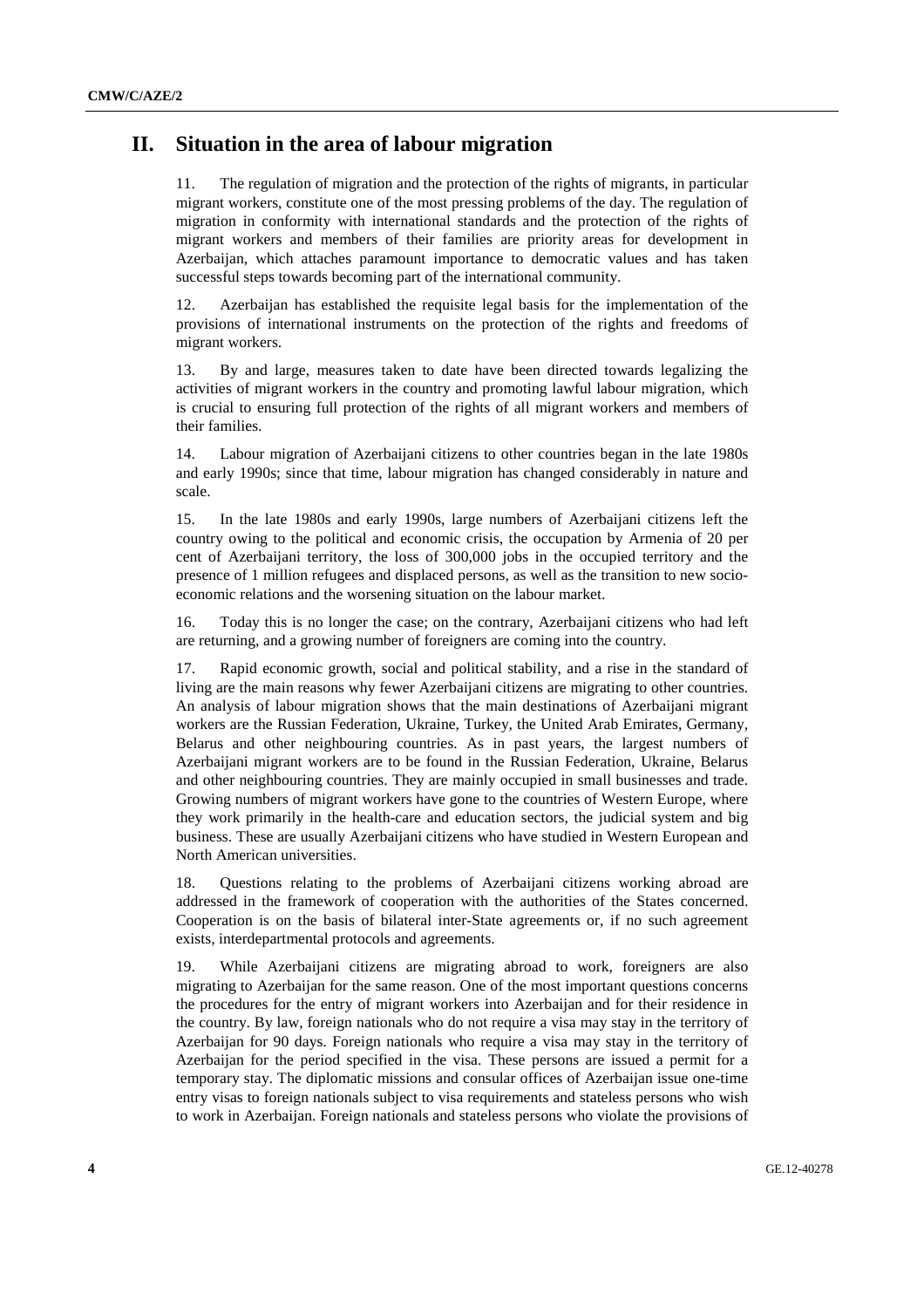## II. Situation in the area of labour migration

11. The regulation of migration and the protection of the rights of migrants, in particular migrant workers, constitute one of the most pressing problems of the day. The regulation of migration in conformity with international standards and the protection of the rights of migrant workers and members of their families are priority areas for development in Azerbaijan, which attaches paramount importance to democratic values and has taken successful steps towards becoming part of the international community.

12. Azerbaijan has established the requisite legal basis for the implementation of the provisions of international instruments on the protection of the rights and freedoms of migrant workers.

13. By and large, measures taken to date have been directed towards legalizing the activities of migrant workers in the country and promoting lawful labour migration, which is crucial to ensuring full protection of the rights of all migrant workers and members of their families.

14. Labour migration of Azerbaijani citizens to other countries began in the late 1980s and early 1990s; since that time, labour migration has changed considerably in nature and scale.

15. In the late 1980s and early 1990s, large numbers of Azerbaijani citizens left the country owing to the political and economic crisis, the occupation by Armenia of 20 per cent of Azerbaijani territory, the loss of 300,000 jobs in the occupied territory and the presence of 1 million refugees and displaced persons, as well as the transition to new socio-economic relations and the worsening situation on the labour market.

16. Today this is no longer the case; on the contrary, Azerbaijani citizens who had left are returning, and a growing number of foreigners are coming into the country.

17. Rapid economic growth, social and political stability, and a rise in the standard of living are the main reasons why fewer Azerbaijani citizens are migrating to other countries. An analysis of labour migration shows that the main destinations of Azerbaijani migrant workers are the Russian Federation, Ukraine, Turkey, the United Arab Emirates, Germany, Belarus and other neighbouring countries. As in past years, the largest numbers of Azerbaijani migrant workers are to be found in the Russian Federation, Ukraine, Belarus and other neighbouring countries. They are mainly occupied in small businesses and trade. Growing numbers of migrant workers have gone to the countries of Western Europe, where they work primarily in the health-care and education sectors, the judicial system and big business. These are usually Azerbaijani citizens who have studied in Western European and North American universities.

18. Questions relating to the problems of Azerbaijani citizens working abroad are addressed in the framework of cooperation with the authorities of the States concerned. Cooperation is on the basis of bilateral inter-State agreements or, if no such agreement exists, interdepartmental protocols and agreements.

19. While Azerbaijani citizens are migrating abroad to work, foreigners are also migrating to Azerbaijan for the same reason. One of the most important questions concerns the procedures for the entry of migrant workers into Azerbaijan and for their residence in the country. By law, foreign nationals who do not require a visa may stay in the territory of Azerbaijan for 90 days. Foreign nationals who require a visa may stay in the territory of Azerbaijan for the period specified in the visa. These persons are issued a permit for a temporary stay. The diplomatic missions and consular offices of Azerbaijan issue one-time entry visas to foreign nationals subject to visa requirements and stateless persons who wish to work in Azerbaijan. Foreign nationals and stateless persons who violate the provisions of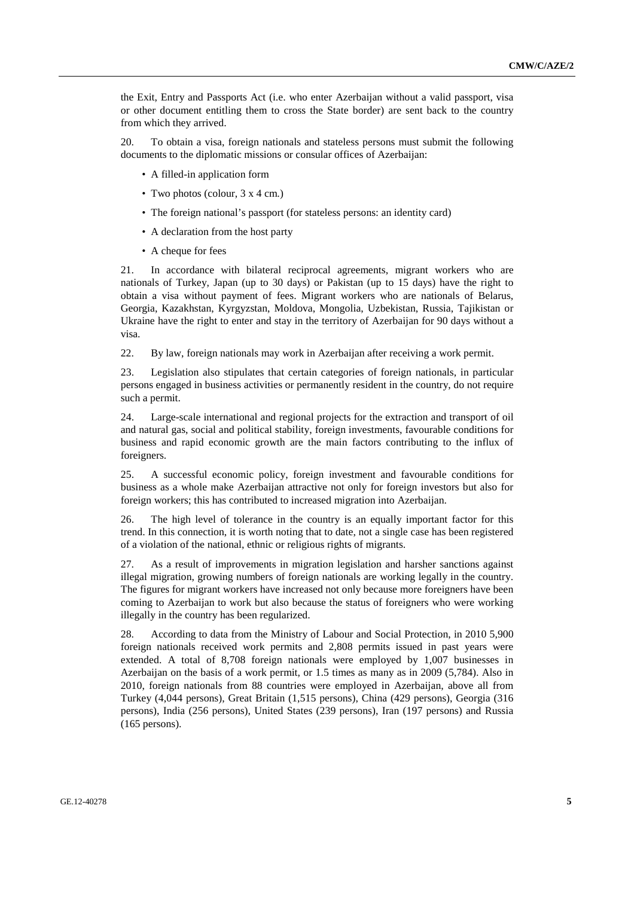the Exit, Entry and Passports Act (i.e. who enter Azerbaijan without a valid passport, visa or other document entitling them to cross the State border) are sent back to the country from which they arrived.

20. To obtain a visa, foreign nationals and stateless persons must submit the following documents to the diplomatic missions or consular offices of Azerbaijan:

- A filled-in application form
- Two photos (colour, 3 x 4 cm.)
- The foreign national's passport (for stateless persons: an identity card)
- A declaration from the host party
- A cheque for fees

21. In accordance with bilateral reciprocal agreements, migrant workers who are nationals of Turkey, Japan (up to 30 days) or Pakistan (up to 15 days) have the right to obtain a visa without payment of fees. Migrant workers who are nationals of Belarus, Georgia, Kazakhstan, Kyrgyzstan, Moldova, Mongolia, Uzbekistan, Russia, Tajikistan or Ukraine have the right to enter and stay in the territory of Azerbaijan for 90 days without a visa.

22. By law, foreign nationals may work in Azerbaijan after receiving a work permit.

23. Legislation also stipulates that certain categories of foreign nationals, in particular persons engaged in business activities or permanently resident in the country, do not require such a permit.

24. Large-scale international and regional projects for the extraction and transport of oil and natural gas, social and political stability, foreign investments, favourable conditions for business and rapid economic growth are the main factors contributing to the influx of foreigners.

25. A successful economic policy, foreign investment and favourable conditions for business as a whole make Azerbaijan attractive not only for foreign investors but also for foreign workers; this has contributed to increased migration into Azerbaijan.

26. The high level of tolerance in the country is an equally important factor for this trend. In this connection, it is worth noting that to date, not a single case has been registered of a violation of the national, ethnic or religious rights of migrants.

27. As a result of improvements in migration legislation and harsher sanctions against illegal migration, growing numbers of foreign nationals are working legally in the country. The figures for migrant workers have increased not only because more foreigners have been coming to Azerbaijan to work but also because the status of foreigners who were working illegally in the country has been regularized.

28. According to data from the Ministry of Labour and Social Protection, in 2010 5,900 foreign nationals received work permits and 2,808 permits issued in past years were extended. A total of 8,708 foreign nationals were employed by 1,007 businesses in Azerbaijan on the basis of a work permit, or 1.5 times as many as in 2009 (5,784). Also in 2010, foreign nationals from 88 countries were employed in Azerbaijan, above all from Turkey (4,044 persons), Great Britain (1,515 persons), China (429 persons), Georgia (316 persons), India (256 persons), United States (239 persons), Iran (197 persons) and Russia (165 persons).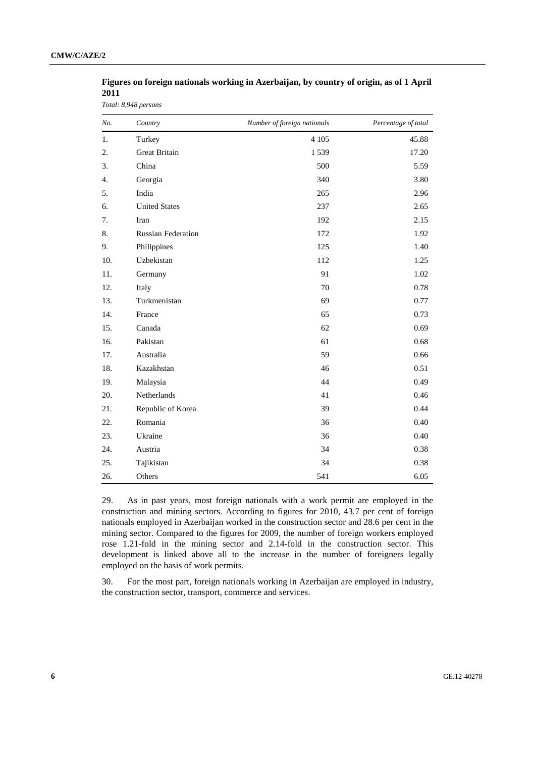**Figures on foreign nationals working in Azerbaijan, by country of origin, as of 1 April 2011**

*Total: 8,948 persons*

| *No.* | *Country* | *Number of foreign nationals* | *Percentage of total* |
|---|---|---|---|
| 1. | Turkey | 4 105 | 45.88 |
| 2. | Great Britain | 1 539 | 17.20 |
| 3. | China | 500 | 5.59 |
| 4. | Georgia | 340 | 3.80 |
| 5. | India | 265 | 2.96 |
| 6. | United States | 237 | 2.65 |
| 7. | Iran | 192 | 2.15 |
| 8. | Russian Federation | 172 | 1.92 |
| 9. | Philippines | 125 | 1.40 |
| 10. | Uzbekistan | 112 | 1.25 |
| 11. | Germany | 91 | 1.02 |
| 12. | Italy | 70 | 0.78 |
| 13. | Turkmenistan | 69 | 0.77 |
| 14. | France | 65 | 0.73 |
| 15. | Canada | 62 | 0.69 |
| 16. | Pakistan | 61 | 0.68 |
| 17. | Australia | 59 | 0.66 |
| 18. | Kazakhstan | 46 | 0.51 |
| 19. | Malaysia | 44 | 0.49 |
| 20. | Netherlands | 41 | 0.46 |
| 21. | Republic of Korea | 39 | 0.44 |
| 22. | Romania | 36 | 0.40 |
| 23. | Ukraine | 36 | 0.40 |
| 24. | Austria | 34 | 0.38 |
| 25. | Tajikistan | 34 | 0.38 |
| 26. | Others | 541 | 6.05 |

29. As in past years, most foreign nationals with a work permit are employed in the construction and mining sectors. According to figures for 2010, 43.7 per cent of foreign nationals employed in Azerbaijan worked in the construction sector and 28.6 per cent in the mining sector. Compared to the figures for 2009, the number of foreign workers employed rose 1.21-fold in the mining sector and 2.14-fold in the construction sector. This development is linked above all to the increase in the number of foreigners legally employed on the basis of work permits.

30. For the most part, foreign nationals working in Azerbaijan are employed in industry, the construction sector, transport, commerce and services.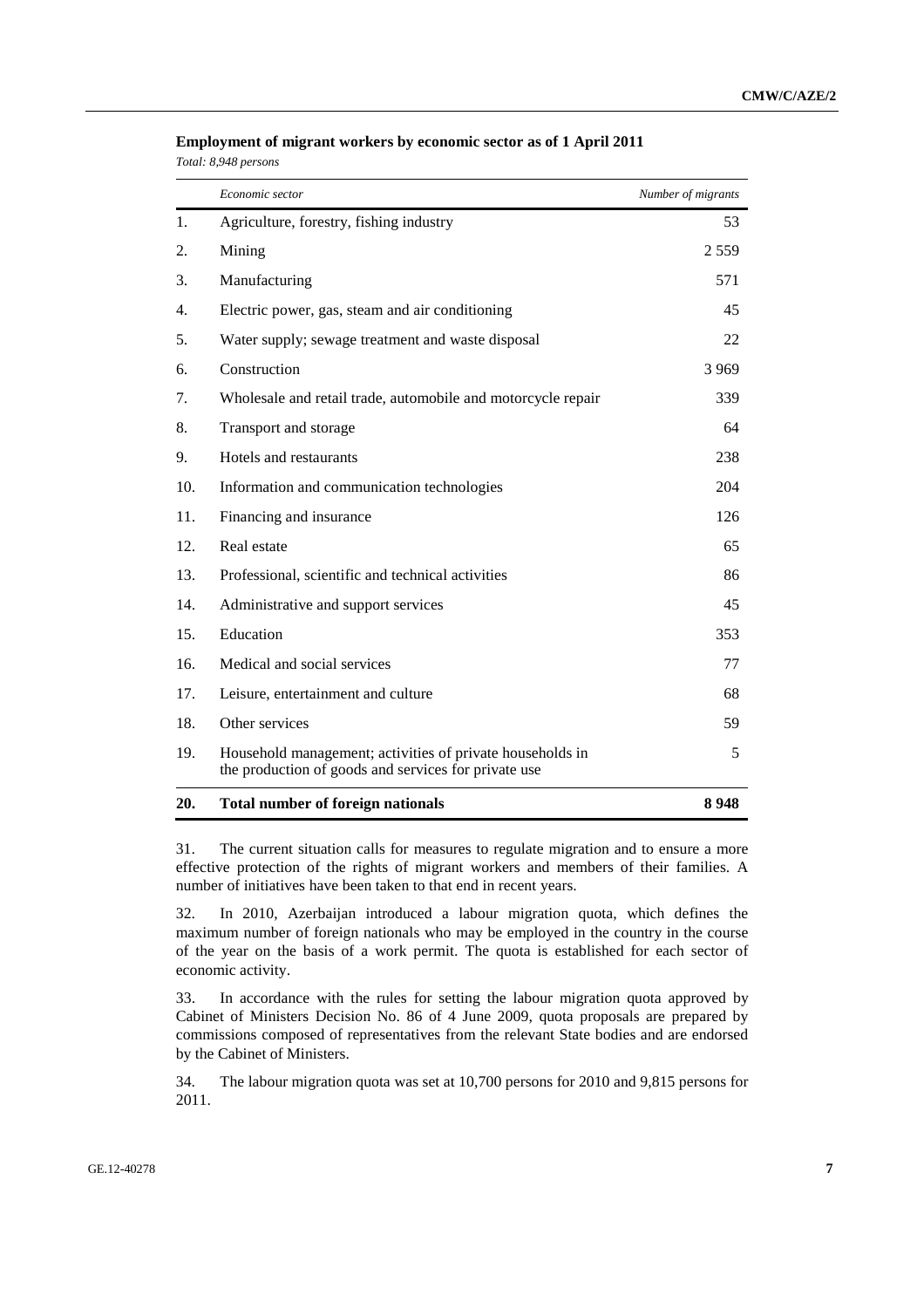**Employment of migrant workers by economic sector as of 1 April 2011**

*Total: 8,948 persons*

| | *Economic sector* | *Number of migrants* |
|---|---|---|
| 1. | Agriculture, forestry, fishing industry | 53 |
| 2. | Mining | 2 559 |
| 3. | Manufacturing | 571 |
| 4. | Electric power, gas, steam and air conditioning | 45 |
| 5. | Water supply; sewage treatment and waste disposal | 22 |
| 6. | Construction | 3 969 |
| 7. | Wholesale and retail trade, automobile and motorcycle repair | 339 |
| 8. | Transport and storage | 64 |
| 9. | Hotels and restaurants | 238 |
| 10. | Information and communication technologies | 204 |
| 11. | Financing and insurance | 126 |
| 12. | Real estate | 65 |
| 13. | Professional, scientific and technical activities | 86 |
| 14. | Administrative and support services | 45 |
| 15. | Education | 353 |
| 16. | Medical and social services | 77 |
| 17. | Leisure, entertainment and culture | 68 |
| 18. | Other services | 59 |
| 19. | Household management; activities of private households in the production of goods and services for private use | 5 |
| **20.** | **Total number of foreign nationals** | **8 948** |

31. The current situation calls for measures to regulate migration and to ensure a more effective protection of the rights of migrant workers and members of their families. A number of initiatives have been taken to that end in recent years.

32. In 2010, Azerbaijan introduced a labour migration quota, which defines the maximum number of foreign nationals who may be employed in the country in the course of the year on the basis of a work permit. The quota is established for each sector of economic activity.

33. In accordance with the rules for setting the labour migration quota approved by Cabinet of Ministers Decision No. 86 of 4 June 2009, quota proposals are prepared by commissions composed of representatives from the relevant State bodies and are endorsed by the Cabinet of Ministers.

34. The labour migration quota was set at 10,700 persons for 2010 and 9,815 persons for 2011.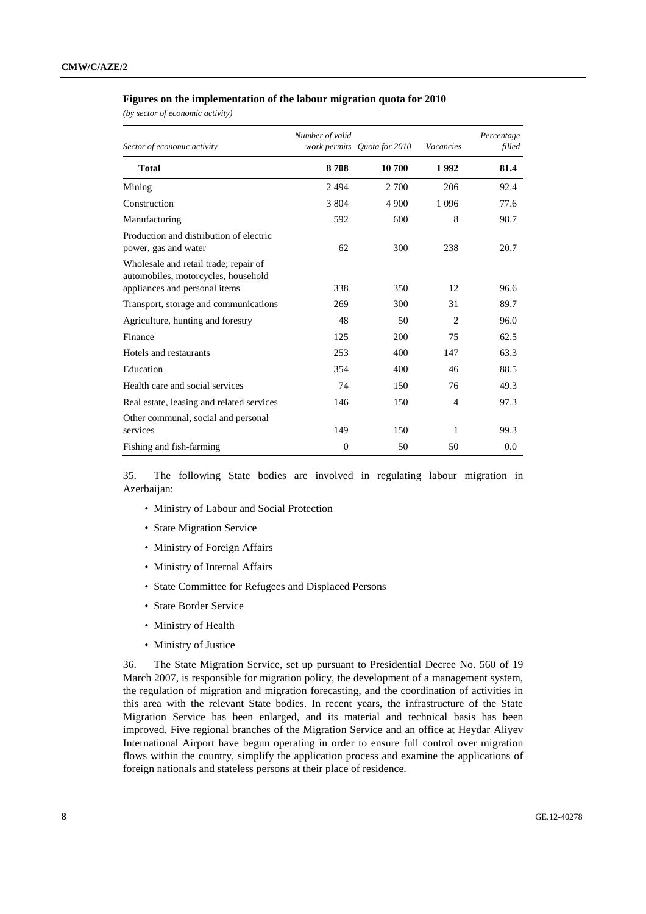**Figures on the implementation of the labour migration quota for 2010**

*(by sector of economic activity)*

| Sector of economic activity | Number of valid work permits | Quota for 2010 | Vacancies | Percentage filled |
|---|---|---|---|---|
| **Total** | **8 708** | **10 700** | **1 992** | **81.4** |
| Mining | 2 494 | 2 700 | 206 | 92.4 |
| Construction | 3 804 | 4 900 | 1 096 | 77.6 |
| Manufacturing | 592 | 600 | 8 | 98.7 |
| Production and distribution of electric power, gas and water | 62 | 300 | 238 | 20.7 |
| Wholesale and retail trade; repair of automobiles, motorcycles, household appliances and personal items | 338 | 350 | 12 | 96.6 |
| Transport, storage and communications | 269 | 300 | 31 | 89.7 |
| Agriculture, hunting and forestry | 48 | 50 | 2 | 96.0 |
| Finance | 125 | 200 | 75 | 62.5 |
| Hotels and restaurants | 253 | 400 | 147 | 63.3 |
| Education | 354 | 400 | 46 | 88.5 |
| Health care and social services | 74 | 150 | 76 | 49.3 |
| Real estate, leasing and related services | 146 | 150 | 4 | 97.3 |
| Other communal, social and personal services | 149 | 150 | 1 | 99.3 |
| Fishing and fish-farming | 0 | 50 | 50 | 0.0 |

35. The following State bodies are involved in regulating labour migration in Azerbaijan:

- Ministry of Labour and Social Protection
- State Migration Service
- Ministry of Foreign Affairs
- Ministry of Internal Affairs
- State Committee for Refugees and Displaced Persons
- State Border Service
- Ministry of Health
- Ministry of Justice

36. The State Migration Service, set up pursuant to Presidential Decree No. 560 of 19 March 2007, is responsible for migration policy, the development of a management system, the regulation of migration and migration forecasting, and the coordination of activities in this area with the relevant State bodies. In recent years, the infrastructure of the State Migration Service has been enlarged, and its material and technical basis has been improved. Five regional branches of the Migration Service and an office at Heydar Aliyev International Airport have begun operating in order to ensure full control over migration flows within the country, simplify the application process and examine the applications of foreign nationals and stateless persons at their place of residence.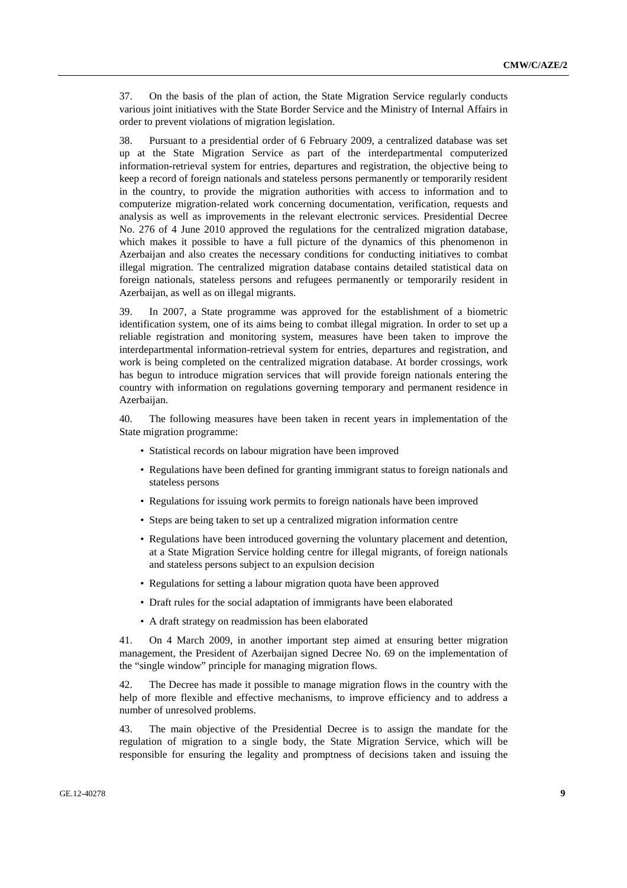37. On the basis of the plan of action, the State Migration Service regularly conducts various joint initiatives with the State Border Service and the Ministry of Internal Affairs in order to prevent violations of migration legislation.

38. Pursuant to a presidential order of 6 February 2009, a centralized database was set up at the State Migration Service as part of the interdepartmental computerized information-retrieval system for entries, departures and registration, the objective being to keep a record of foreign nationals and stateless persons permanently or temporarily resident in the country, to provide the migration authorities with access to information and to computerize migration-related work concerning documentation, verification, requests and analysis as well as improvements in the relevant electronic services. Presidential Decree No. 276 of 4 June 2010 approved the regulations for the centralized migration database, which makes it possible to have a full picture of the dynamics of this phenomenon in Azerbaijan and also creates the necessary conditions for conducting initiatives to combat illegal migration. The centralized migration database contains detailed statistical data on foreign nationals, stateless persons and refugees permanently or temporarily resident in Azerbaijan, as well as on illegal migrants.

39. In 2007, a State programme was approved for the establishment of a biometric identification system, one of its aims being to combat illegal migration. In order to set up a reliable registration and monitoring system, measures have been taken to improve the interdepartmental information-retrieval system for entries, departures and registration, and work is being completed on the centralized migration database. At border crossings, work has begun to introduce migration services that will provide foreign nationals entering the country with information on regulations governing temporary and permanent residence in Azerbaijan.

40. The following measures have been taken in recent years in implementation of the State migration programme:

- Statistical records on labour migration have been improved
- Regulations have been defined for granting immigrant status to foreign nationals and stateless persons
- Regulations for issuing work permits to foreign nationals have been improved
- Steps are being taken to set up a centralized migration information centre
- Regulations have been introduced governing the voluntary placement and detention, at a State Migration Service holding centre for illegal migrants, of foreign nationals and stateless persons subject to an expulsion decision
- Regulations for setting a labour migration quota have been approved
- Draft rules for the social adaptation of immigrants have been elaborated
- A draft strategy on readmission has been elaborated

41. On 4 March 2009, in another important step aimed at ensuring better migration management, the President of Azerbaijan signed Decree No. 69 on the implementation of the "single window" principle for managing migration flows.

42. The Decree has made it possible to manage migration flows in the country with the help of more flexible and effective mechanisms, to improve efficiency and to address a number of unresolved problems.

43. The main objective of the Presidential Decree is to assign the mandate for the regulation of migration to a single body, the State Migration Service, which will be responsible for ensuring the legality and promptness of decisions taken and issuing the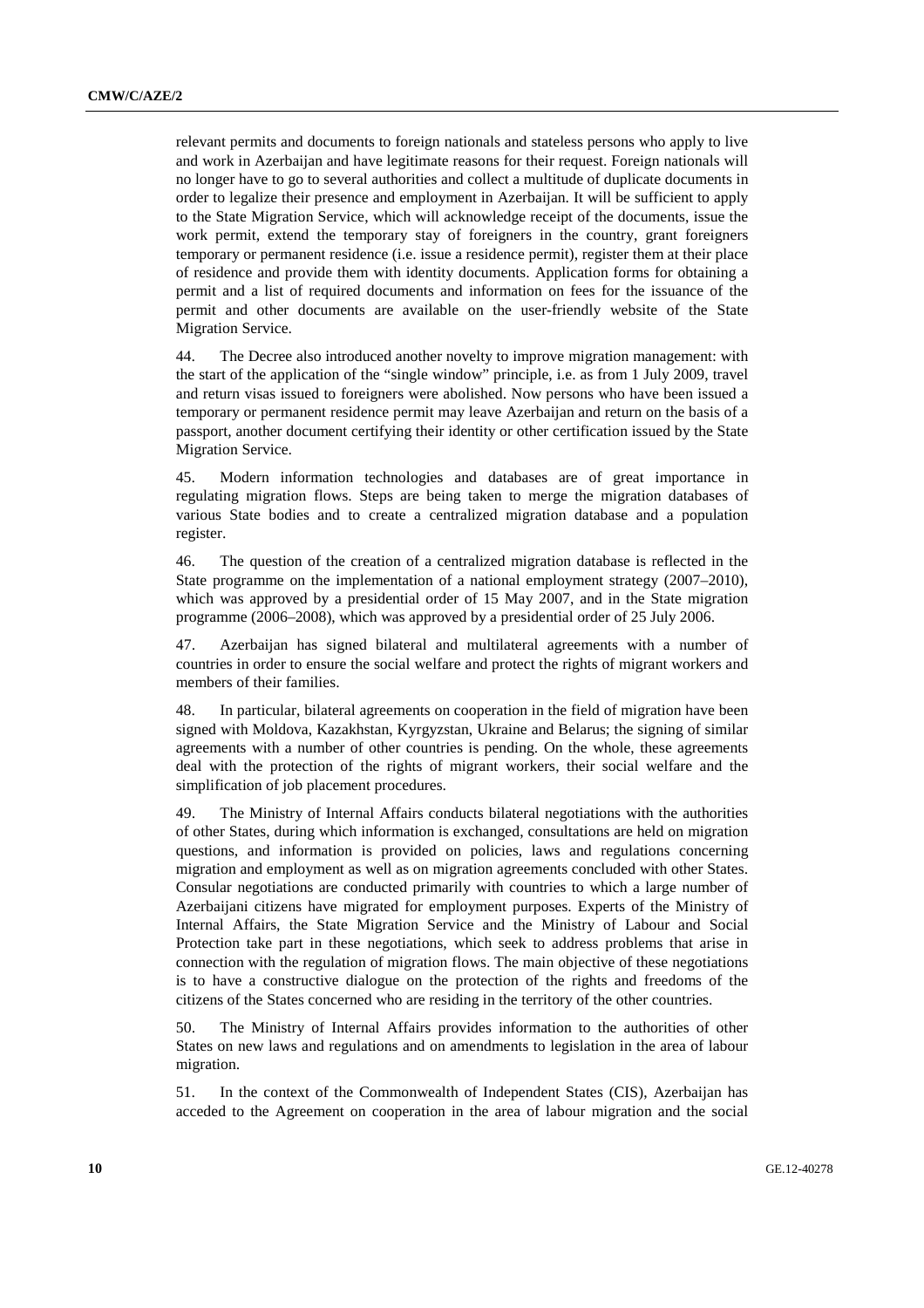relevant permits and documents to foreign nationals and stateless persons who apply to live and work in Azerbaijan and have legitimate reasons for their request. Foreign nationals will no longer have to go to several authorities and collect a multitude of duplicate documents in order to legalize their presence and employment in Azerbaijan. It will be sufficient to apply to the State Migration Service, which will acknowledge receipt of the documents, issue the work permit, extend the temporary stay of foreigners in the country, grant foreigners temporary or permanent residence (i.e. issue a residence permit), register them at their place of residence and provide them with identity documents. Application forms for obtaining a permit and a list of required documents and information on fees for the issuance of the permit and other documents are available on the user-friendly website of the State Migration Service.

44. The Decree also introduced another novelty to improve migration management: with the start of the application of the "single window" principle, i.e. as from 1 July 2009, travel and return visas issued to foreigners were abolished. Now persons who have been issued a temporary or permanent residence permit may leave Azerbaijan and return on the basis of a passport, another document certifying their identity or other certification issued by the State Migration Service.

45. Modern information technologies and databases are of great importance in regulating migration flows. Steps are being taken to merge the migration databases of various State bodies and to create a centralized migration database and a population register.

46. The question of the creation of a centralized migration database is reflected in the State programme on the implementation of a national employment strategy (2007–2010), which was approved by a presidential order of 15 May 2007, and in the State migration programme (2006–2008), which was approved by a presidential order of 25 July 2006.

47. Azerbaijan has signed bilateral and multilateral agreements with a number of countries in order to ensure the social welfare and protect the rights of migrant workers and members of their families.

48. In particular, bilateral agreements on cooperation in the field of migration have been signed with Moldova, Kazakhstan, Kyrgyzstan, Ukraine and Belarus; the signing of similar agreements with a number of other countries is pending. On the whole, these agreements deal with the protection of the rights of migrant workers, their social welfare and the simplification of job placement procedures.

49. The Ministry of Internal Affairs conducts bilateral negotiations with the authorities of other States, during which information is exchanged, consultations are held on migration questions, and information is provided on policies, laws and regulations concerning migration and employment as well as on migration agreements concluded with other States. Consular negotiations are conducted primarily with countries to which a large number of Azerbaijani citizens have migrated for employment purposes. Experts of the Ministry of Internal Affairs, the State Migration Service and the Ministry of Labour and Social Protection take part in these negotiations, which seek to address problems that arise in connection with the regulation of migration flows. The main objective of these negotiations is to have a constructive dialogue on the protection of the rights and freedoms of the citizens of the States concerned who are residing in the territory of the other countries.

50. The Ministry of Internal Affairs provides information to the authorities of other States on new laws and regulations and on amendments to legislation in the area of labour migration.

51. In the context of the Commonwealth of Independent States (CIS), Azerbaijan has acceded to the Agreement on cooperation in the area of labour migration and the social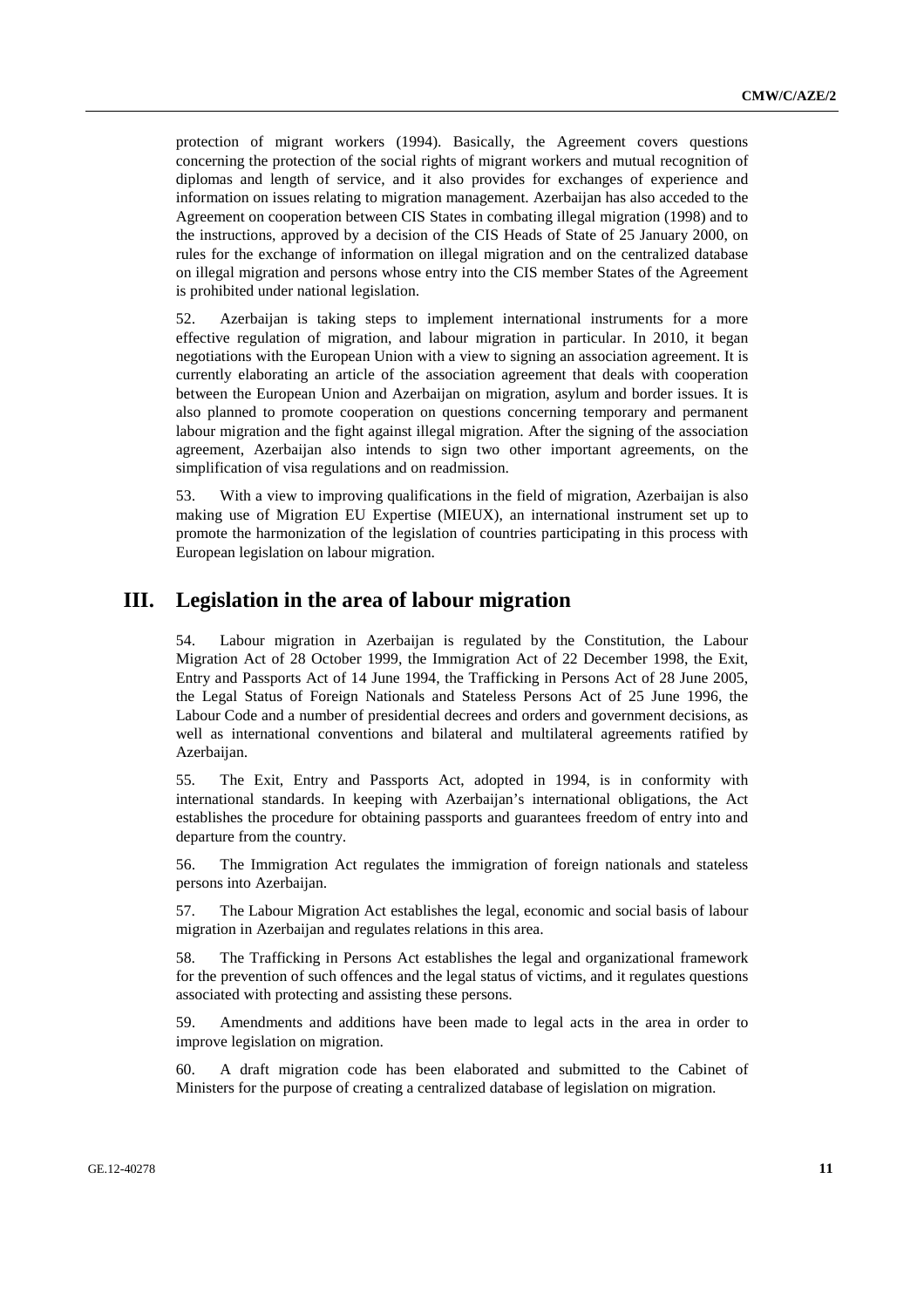protection of migrant workers (1994). Basically, the Agreement covers questions concerning the protection of the social rights of migrant workers and mutual recognition of diplomas and length of service, and it also provides for exchanges of experience and information on issues relating to migration management. Azerbaijan has also acceded to the Agreement on cooperation between CIS States in combating illegal migration (1998) and to the instructions, approved by a decision of the CIS Heads of State of 25 January 2000, on rules for the exchange of information on illegal migration and on the centralized database on illegal migration and persons whose entry into the CIS member States of the Agreement is prohibited under national legislation.

52. Azerbaijan is taking steps to implement international instruments for a more effective regulation of migration, and labour migration in particular. In 2010, it began negotiations with the European Union with a view to signing an association agreement. It is currently elaborating an article of the association agreement that deals with cooperation between the European Union and Azerbaijan on migration, asylum and border issues. It is also planned to promote cooperation on questions concerning temporary and permanent labour migration and the fight against illegal migration. After the signing of the association agreement, Azerbaijan also intends to sign two other important agreements, on the simplification of visa regulations and on readmission.

53. With a view to improving qualifications in the field of migration, Azerbaijan is also making use of Migration EU Expertise (MIEUX), an international instrument set up to promote the harmonization of the legislation of countries participating in this process with European legislation on labour migration.

# III. Legislation in the area of labour migration

54. Labour migration in Azerbaijan is regulated by the Constitution, the Labour Migration Act of 28 October 1999, the Immigration Act of 22 December 1998, the Exit, Entry and Passports Act of 14 June 1994, the Trafficking in Persons Act of 28 June 2005, the Legal Status of Foreign Nationals and Stateless Persons Act of 25 June 1996, the Labour Code and a number of presidential decrees and orders and government decisions, as well as international conventions and bilateral and multilateral agreements ratified by Azerbaijan.

55. The Exit, Entry and Passports Act, adopted in 1994, is in conformity with international standards. In keeping with Azerbaijan's international obligations, the Act establishes the procedure for obtaining passports and guarantees freedom of entry into and departure from the country.

56. The Immigration Act regulates the immigration of foreign nationals and stateless persons into Azerbaijan.

57. The Labour Migration Act establishes the legal, economic and social basis of labour migration in Azerbaijan and regulates relations in this area.

58. The Trafficking in Persons Act establishes the legal and organizational framework for the prevention of such offences and the legal status of victims, and it regulates questions associated with protecting and assisting these persons.

59. Amendments and additions have been made to legal acts in the area in order to improve legislation on migration.

60. A draft migration code has been elaborated and submitted to the Cabinet of Ministers for the purpose of creating a centralized database of legislation on migration.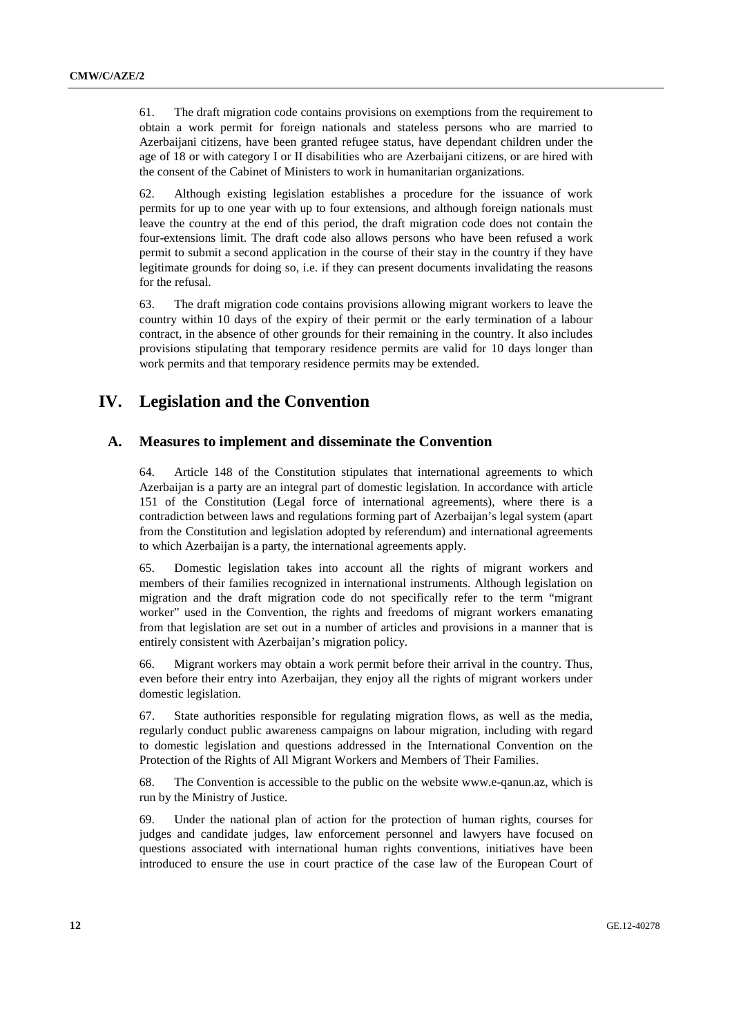61. The draft migration code contains provisions on exemptions from the requirement to obtain a work permit for foreign nationals and stateless persons who are married to Azerbaijani citizens, have been granted refugee status, have dependant children under the age of 18 or with category I or II disabilities who are Azerbaijani citizens, or are hired with the consent of the Cabinet of Ministers to work in humanitarian organizations.

62. Although existing legislation establishes a procedure for the issuance of work permits for up to one year with up to four extensions, and although foreign nationals must leave the country at the end of this period, the draft migration code does not contain the four-extensions limit. The draft code also allows persons who have been refused a work permit to submit a second application in the course of their stay in the country if they have legitimate grounds for doing so, i.e. if they can present documents invalidating the reasons for the refusal.

63. The draft migration code contains provisions allowing migrant workers to leave the country within 10 days of the expiry of their permit or the early termination of a labour contract, in the absence of other grounds for their remaining in the country. It also includes provisions stipulating that temporary residence permits are valid for 10 days longer than work permits and that temporary residence permits may be extended.

# IV. Legislation and the Convention

## A. Measures to implement and disseminate the Convention

64. Article 148 of the Constitution stipulates that international agreements to which Azerbaijan is a party are an integral part of domestic legislation. In accordance with article 151 of the Constitution (Legal force of international agreements), where there is a contradiction between laws and regulations forming part of Azerbaijan's legal system (apart from the Constitution and legislation adopted by referendum) and international agreements to which Azerbaijan is a party, the international agreements apply.

65. Domestic legislation takes into account all the rights of migrant workers and members of their families recognized in international instruments. Although legislation on migration and the draft migration code do not specifically refer to the term "migrant worker" used in the Convention, the rights and freedoms of migrant workers emanating from that legislation are set out in a number of articles and provisions in a manner that is entirely consistent with Azerbaijan's migration policy.

66. Migrant workers may obtain a work permit before their arrival in the country. Thus, even before their entry into Azerbaijan, they enjoy all the rights of migrant workers under domestic legislation.

67. State authorities responsible for regulating migration flows, as well as the media, regularly conduct public awareness campaigns on labour migration, including with regard to domestic legislation and questions addressed in the International Convention on the Protection of the Rights of All Migrant Workers and Members of Their Families.

68. The Convention is accessible to the public on the website www.e-qanun.az, which is run by the Ministry of Justice.

69. Under the national plan of action for the protection of human rights, courses for judges and candidate judges, law enforcement personnel and lawyers have focused on questions associated with international human rights conventions, initiatives have been introduced to ensure the use in court practice of the case law of the European Court of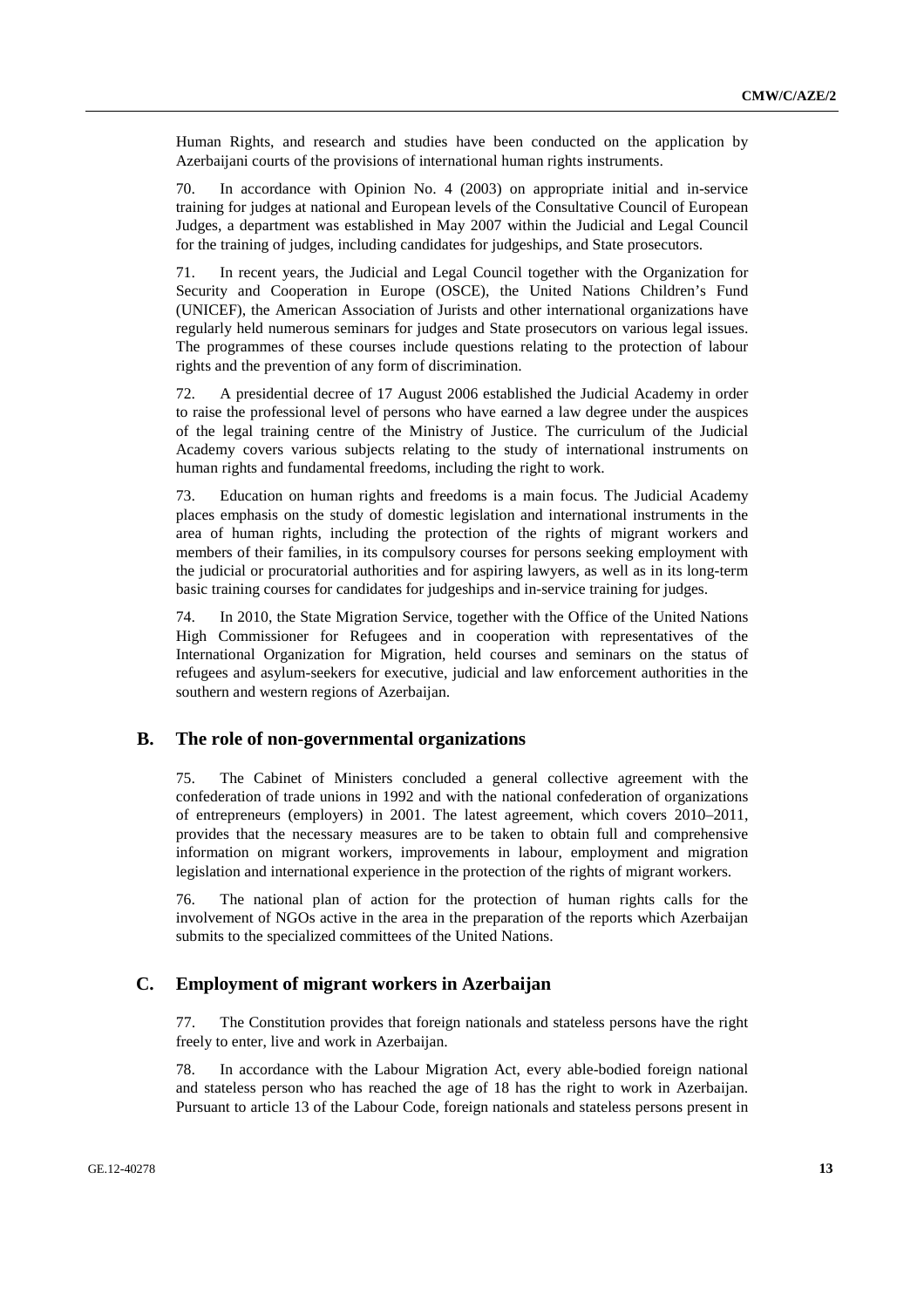Human Rights, and research and studies have been conducted on the application by Azerbaijani courts of the provisions of international human rights instruments.

70. In accordance with Opinion No. 4 (2003) on appropriate initial and in-service training for judges at national and European levels of the Consultative Council of European Judges, a department was established in May 2007 within the Judicial and Legal Council for the training of judges, including candidates for judgeships, and State prosecutors.

71. In recent years, the Judicial and Legal Council together with the Organization for Security and Cooperation in Europe (OSCE), the United Nations Children's Fund (UNICEF), the American Association of Jurists and other international organizations have regularly held numerous seminars for judges and State prosecutors on various legal issues. The programmes of these courses include questions relating to the protection of labour rights and the prevention of any form of discrimination.

72. A presidential decree of 17 August 2006 established the Judicial Academy in order to raise the professional level of persons who have earned a law degree under the auspices of the legal training centre of the Ministry of Justice. The curriculum of the Judicial Academy covers various subjects relating to the study of international instruments on human rights and fundamental freedoms, including the right to work.

73. Education on human rights and freedoms is a main focus. The Judicial Academy places emphasis on the study of domestic legislation and international instruments in the area of human rights, including the protection of the rights of migrant workers and members of their families, in its compulsory courses for persons seeking employment with the judicial or procuratorial authorities and for aspiring lawyers, as well as in its long-term basic training courses for candidates for judgeships and in-service training for judges.

74. In 2010, the State Migration Service, together with the Office of the United Nations High Commissioner for Refugees and in cooperation with representatives of the International Organization for Migration, held courses and seminars on the status of refugees and asylum-seekers for executive, judicial and law enforcement authorities in the southern and western regions of Azerbaijan.

## B. The role of non-governmental organizations

75. The Cabinet of Ministers concluded a general collective agreement with the confederation of trade unions in 1992 and with the national confederation of organizations of entrepreneurs (employers) in 2001. The latest agreement, which covers 2010–2011, provides that the necessary measures are to be taken to obtain full and comprehensive information on migrant workers, improvements in labour, employment and migration legislation and international experience in the protection of the rights of migrant workers.

76. The national plan of action for the protection of human rights calls for the involvement of NGOs active in the area in the preparation of the reports which Azerbaijan submits to the specialized committees of the United Nations.

## C. Employment of migrant workers in Azerbaijan

77. The Constitution provides that foreign nationals and stateless persons have the right freely to enter, live and work in Azerbaijan.

78. In accordance with the Labour Migration Act, every able-bodied foreign national and stateless person who has reached the age of 18 has the right to work in Azerbaijan. Pursuant to article 13 of the Labour Code, foreign nationals and stateless persons present in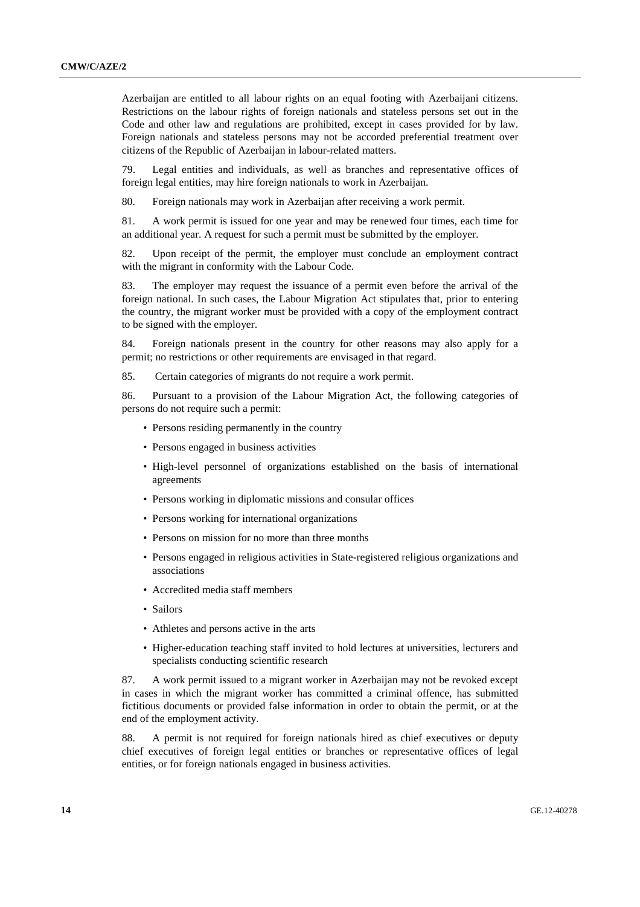Azerbaijan are entitled to all labour rights on an equal footing with Azerbaijani citizens. Restrictions on the labour rights of foreign nationals and stateless persons set out in the Code and other law and regulations are prohibited, except in cases provided for by law. Foreign nationals and stateless persons may not be accorded preferential treatment over citizens of the Republic of Azerbaijan in labour-related matters.

79. Legal entities and individuals, as well as branches and representative offices of foreign legal entities, may hire foreign nationals to work in Azerbaijan.

80. Foreign nationals may work in Azerbaijan after receiving a work permit.

81. A work permit is issued for one year and may be renewed four times, each time for an additional year. A request for such a permit must be submitted by the employer.

82. Upon receipt of the permit, the employer must conclude an employment contract with the migrant in conformity with the Labour Code.

83. The employer may request the issuance of a permit even before the arrival of the foreign national. In such cases, the Labour Migration Act stipulates that, prior to entering the country, the migrant worker must be provided with a copy of the employment contract to be signed with the employer.

84. Foreign nationals present in the country for other reasons may also apply for a permit; no restrictions or other requirements are envisaged in that regard.

85. Certain categories of migrants do not require a work permit.

86. Pursuant to a provision of the Labour Migration Act, the following categories of persons do not require such a permit:

- Persons residing permanently in the country
- Persons engaged in business activities
- High-level personnel of organizations established on the basis of international agreements
- Persons working in diplomatic missions and consular offices
- Persons working for international organizations
- Persons on mission for no more than three months
- Persons engaged in religious activities in State-registered religious organizations and associations
- Accredited media staff members
- Sailors
- Athletes and persons active in the arts
- Higher-education teaching staff invited to hold lectures at universities, lecturers and specialists conducting scientific research

87. A work permit issued to a migrant worker in Azerbaijan may not be revoked except in cases in which the migrant worker has committed a criminal offence, has submitted fictitious documents or provided false information in order to obtain the permit, or at the end of the employment activity.

88. A permit is not required for foreign nationals hired as chief executives or deputy chief executives of foreign legal entities or branches or representative offices of legal entities, or for foreign nationals engaged in business activities.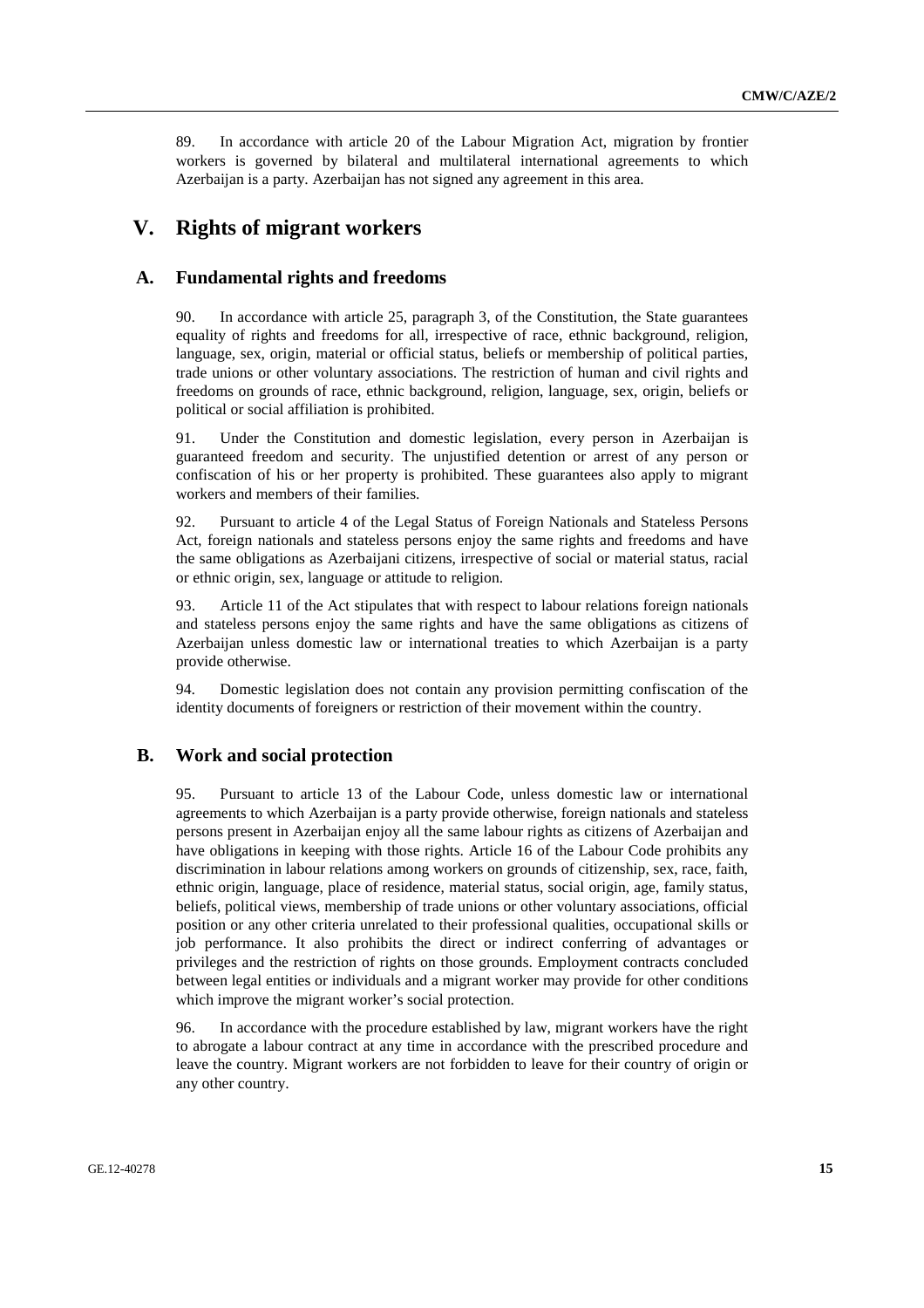89. In accordance with article 20 of the Labour Migration Act, migration by frontier workers is governed by bilateral and multilateral international agreements to which Azerbaijan is a party. Azerbaijan has not signed any agreement in this area.

# V. Rights of migrant workers

## A. Fundamental rights and freedoms

90. In accordance with article 25, paragraph 3, of the Constitution, the State guarantees equality of rights and freedoms for all, irrespective of race, ethnic background, religion, language, sex, origin, material or official status, beliefs or membership of political parties, trade unions or other voluntary associations. The restriction of human and civil rights and freedoms on grounds of race, ethnic background, religion, language, sex, origin, beliefs or political or social affiliation is prohibited.

91. Under the Constitution and domestic legislation, every person in Azerbaijan is guaranteed freedom and security. The unjustified detention or arrest of any person or confiscation of his or her property is prohibited. These guarantees also apply to migrant workers and members of their families.

92. Pursuant to article 4 of the Legal Status of Foreign Nationals and Stateless Persons Act, foreign nationals and stateless persons enjoy the same rights and freedoms and have the same obligations as Azerbaijani citizens, irrespective of social or material status, racial or ethnic origin, sex, language or attitude to religion.

93. Article 11 of the Act stipulates that with respect to labour relations foreign nationals and stateless persons enjoy the same rights and have the same obligations as citizens of Azerbaijan unless domestic law or international treaties to which Azerbaijan is a party provide otherwise.

94. Domestic legislation does not contain any provision permitting confiscation of the identity documents of foreigners or restriction of their movement within the country.

## B. Work and social protection

95. Pursuant to article 13 of the Labour Code, unless domestic law or international agreements to which Azerbaijan is a party provide otherwise, foreign nationals and stateless persons present in Azerbaijan enjoy all the same labour rights as citizens of Azerbaijan and have obligations in keeping with those rights. Article 16 of the Labour Code prohibits any discrimination in labour relations among workers on grounds of citizenship, sex, race, faith, ethnic origin, language, place of residence, material status, social origin, age, family status, beliefs, political views, membership of trade unions or other voluntary associations, official position or any other criteria unrelated to their professional qualities, occupational skills or job performance. It also prohibits the direct or indirect conferring of advantages or privileges and the restriction of rights on those grounds. Employment contracts concluded between legal entities or individuals and a migrant worker may provide for other conditions which improve the migrant worker's social protection.

96. In accordance with the procedure established by law, migrant workers have the right to abrogate a labour contract at any time in accordance with the prescribed procedure and leave the country. Migrant workers are not forbidden to leave for their country of origin or any other country.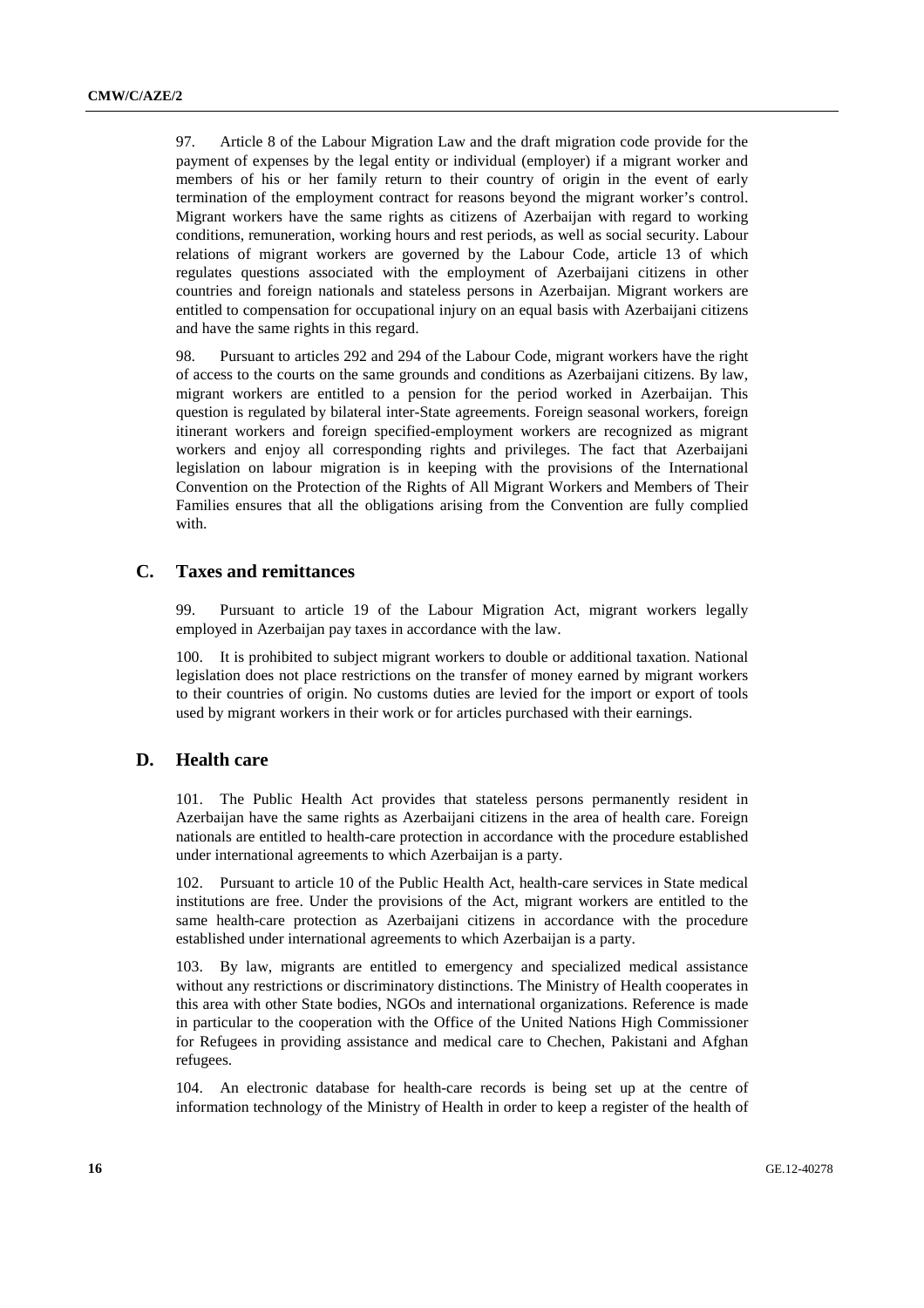97. Article 8 of the Labour Migration Law and the draft migration code provide for the payment of expenses by the legal entity or individual (employer) if a migrant worker and members of his or her family return to their country of origin in the event of early termination of the employment contract for reasons beyond the migrant worker's control. Migrant workers have the same rights as citizens of Azerbaijan with regard to working conditions, remuneration, working hours and rest periods, as well as social security. Labour relations of migrant workers are governed by the Labour Code, article 13 of which regulates questions associated with the employment of Azerbaijani citizens in other countries and foreign nationals and stateless persons in Azerbaijan. Migrant workers are entitled to compensation for occupational injury on an equal basis with Azerbaijani citizens and have the same rights in this regard.

98. Pursuant to articles 292 and 294 of the Labour Code, migrant workers have the right of access to the courts on the same grounds and conditions as Azerbaijani citizens. By law, migrant workers are entitled to a pension for the period worked in Azerbaijan. This question is regulated by bilateral inter-State agreements. Foreign seasonal workers, foreign itinerant workers and foreign specified-employment workers are recognized as migrant workers and enjoy all corresponding rights and privileges. The fact that Azerbaijani legislation on labour migration is in keeping with the provisions of the International Convention on the Protection of the Rights of All Migrant Workers and Members of Their Families ensures that all the obligations arising from the Convention are fully complied with.

## C. Taxes and remittances

99. Pursuant to article 19 of the Labour Migration Act, migrant workers legally employed in Azerbaijan pay taxes in accordance with the law.

100. It is prohibited to subject migrant workers to double or additional taxation. National legislation does not place restrictions on the transfer of money earned by migrant workers to their countries of origin. No customs duties are levied for the import or export of tools used by migrant workers in their work or for articles purchased with their earnings.

## D. Health care

101. The Public Health Act provides that stateless persons permanently resident in Azerbaijan have the same rights as Azerbaijani citizens in the area of health care. Foreign nationals are entitled to health-care protection in accordance with the procedure established under international agreements to which Azerbaijan is a party.

102. Pursuant to article 10 of the Public Health Act, health-care services in State medical institutions are free. Under the provisions of the Act, migrant workers are entitled to the same health-care protection as Azerbaijani citizens in accordance with the procedure established under international agreements to which Azerbaijan is a party.

103. By law, migrants are entitled to emergency and specialized medical assistance without any restrictions or discriminatory distinctions. The Ministry of Health cooperates in this area with other State bodies, NGOs and international organizations. Reference is made in particular to the cooperation with the Office of the United Nations High Commissioner for Refugees in providing assistance and medical care to Chechen, Pakistani and Afghan refugees.

104. An electronic database for health-care records is being set up at the centre of information technology of the Ministry of Health in order to keep a register of the health of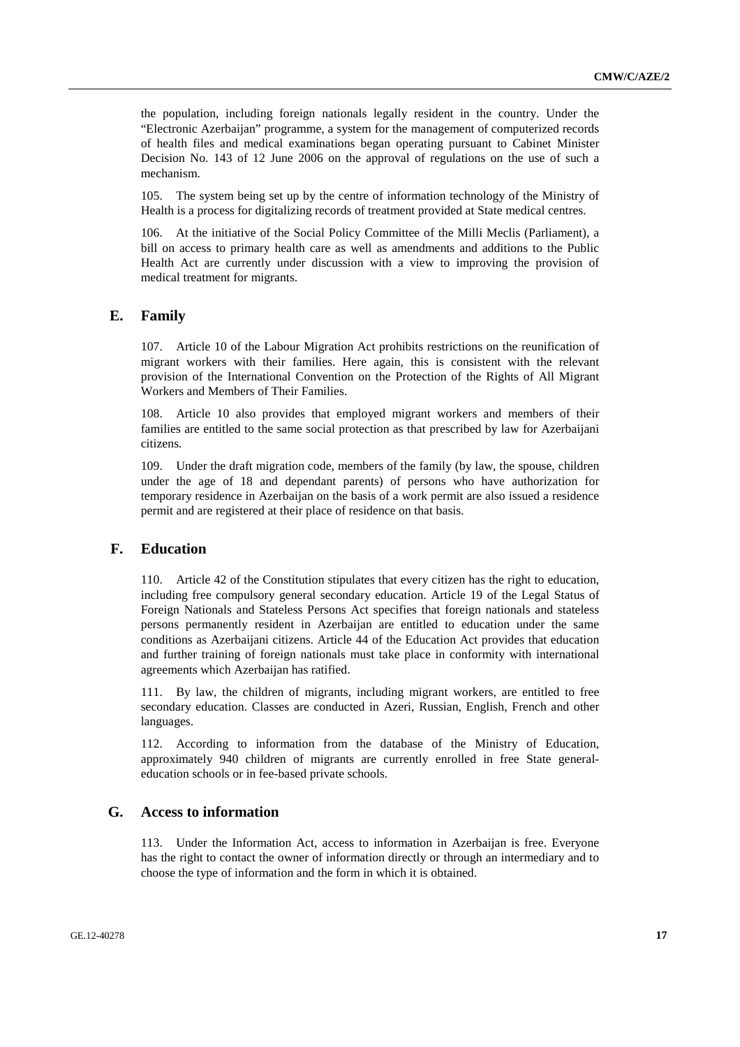the population, including foreign nationals legally resident in the country. Under the "Electronic Azerbaijan" programme, a system for the management of computerized records of health files and medical examinations began operating pursuant to Cabinet Minister Decision No. 143 of 12 June 2006 on the approval of regulations on the use of such a mechanism.

105. The system being set up by the centre of information technology of the Ministry of Health is a process for digitalizing records of treatment provided at State medical centres.

106. At the initiative of the Social Policy Committee of the Milli Meclis (Parliament), a bill on access to primary health care as well as amendments and additions to the Public Health Act are currently under discussion with a view to improving the provision of medical treatment for migrants.

## E. Family

107. Article 10 of the Labour Migration Act prohibits restrictions on the reunification of migrant workers with their families. Here again, this is consistent with the relevant provision of the International Convention on the Protection of the Rights of All Migrant Workers and Members of Their Families.

108. Article 10 also provides that employed migrant workers and members of their families are entitled to the same social protection as that prescribed by law for Azerbaijani citizens.

109. Under the draft migration code, members of the family (by law, the spouse, children under the age of 18 and dependant parents) of persons who have authorization for temporary residence in Azerbaijan on the basis of a work permit are also issued a residence permit and are registered at their place of residence on that basis.

## F. Education

110. Article 42 of the Constitution stipulates that every citizen has the right to education, including free compulsory general secondary education. Article 19 of the Legal Status of Foreign Nationals and Stateless Persons Act specifies that foreign nationals and stateless persons permanently resident in Azerbaijan are entitled to education under the same conditions as Azerbaijani citizens. Article 44 of the Education Act provides that education and further training of foreign nationals must take place in conformity with international agreements which Azerbaijan has ratified.

111. By law, the children of migrants, including migrant workers, are entitled to free secondary education. Classes are conducted in Azeri, Russian, English, French and other languages.

112. According to information from the database of the Ministry of Education, approximately 940 children of migrants are currently enrolled in free State general-education schools or in fee-based private schools.

## G. Access to information

113. Under the Information Act, access to information in Azerbaijan is free. Everyone has the right to contact the owner of information directly or through an intermediary and to choose the type of information and the form in which it is obtained.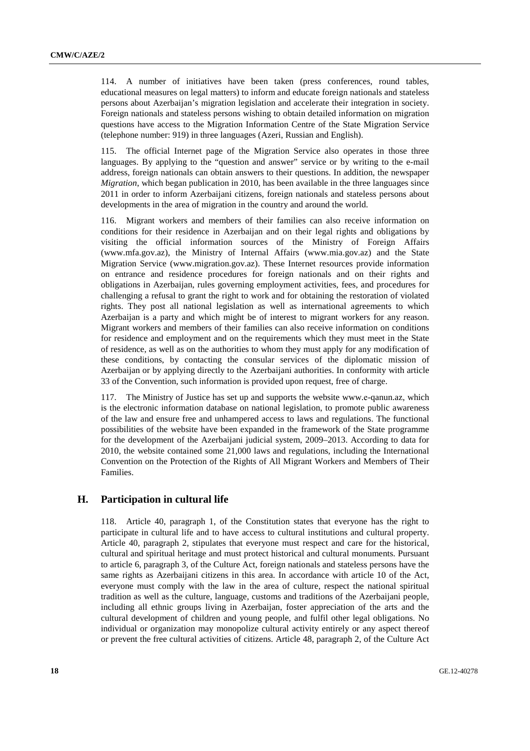114. A number of initiatives have been taken (press conferences, round tables, educational measures on legal matters) to inform and educate foreign nationals and stateless persons about Azerbaijan's migration legislation and accelerate their integration in society. Foreign nationals and stateless persons wishing to obtain detailed information on migration questions have access to the Migration Information Centre of the State Migration Service (telephone number: 919) in three languages (Azeri, Russian and English).

115. The official Internet page of the Migration Service also operates in those three languages. By applying to the "question and answer" service or by writing to the e-mail address, foreign nationals can obtain answers to their questions. In addition, the newspaper *Migration*, which began publication in 2010, has been available in the three languages since 2011 in order to inform Azerbaijani citizens, foreign nationals and stateless persons about developments in the area of migration in the country and around the world.

116. Migrant workers and members of their families can also receive information on conditions for their residence in Azerbaijan and on their legal rights and obligations by visiting the official information sources of the Ministry of Foreign Affairs (www.mfa.gov.az), the Ministry of Internal Affairs (www.mia.gov.az) and the State Migration Service (www.migration.gov.az). These Internet resources provide information on entrance and residence procedures for foreign nationals and on their rights and obligations in Azerbaijan, rules governing employment activities, fees, and procedures for challenging a refusal to grant the right to work and for obtaining the restoration of violated rights. They post all national legislation as well as international agreements to which Azerbaijan is a party and which might be of interest to migrant workers for any reason. Migrant workers and members of their families can also receive information on conditions for residence and employment and on the requirements which they must meet in the State of residence, as well as on the authorities to whom they must apply for any modification of these conditions, by contacting the consular services of the diplomatic mission of Azerbaijan or by applying directly to the Azerbaijani authorities. In conformity with article 33 of the Convention, such information is provided upon request, free of charge.

117. The Ministry of Justice has set up and supports the website www.e-qanun.az, which is the electronic information database on national legislation, to promote public awareness of the law and ensure free and unhampered access to laws and regulations. The functional possibilities of the website have been expanded in the framework of the State programme for the development of the Azerbaijani judicial system, 2009–2013. According to data for 2010, the website contained some 21,000 laws and regulations, including the International Convention on the Protection of the Rights of All Migrant Workers and Members of Their Families.

## H. Participation in cultural life

118. Article 40, paragraph 1, of the Constitution states that everyone has the right to participate in cultural life and to have access to cultural institutions and cultural property. Article 40, paragraph 2, stipulates that everyone must respect and care for the historical, cultural and spiritual heritage and must protect historical and cultural monuments. Pursuant to article 6, paragraph 3, of the Culture Act, foreign nationals and stateless persons have the same rights as Azerbaijani citizens in this area. In accordance with article 10 of the Act, everyone must comply with the law in the area of culture, respect the national spiritual tradition as well as the culture, language, customs and traditions of the Azerbaijani people, including all ethnic groups living in Azerbaijan, foster appreciation of the arts and the cultural development of children and young people, and fulfil other legal obligations. No individual or organization may monopolize cultural activity entirely or any aspect thereof or prevent the free cultural activities of citizens. Article 48, paragraph 2, of the Culture Act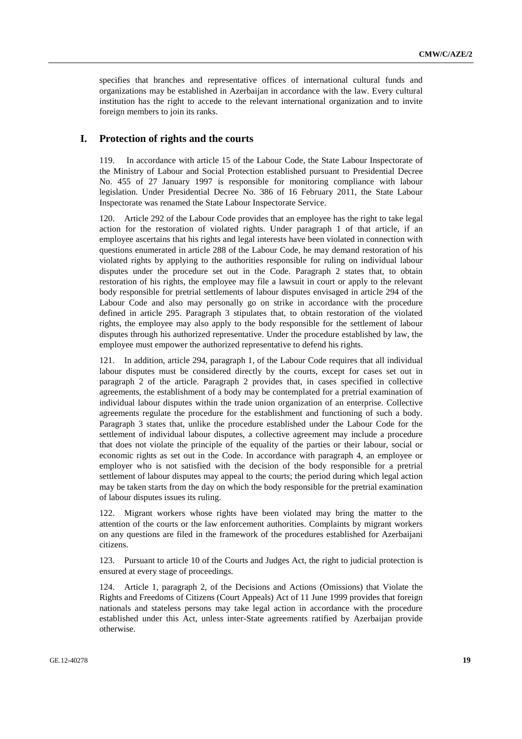specifies that branches and representative offices of international cultural funds and organizations may be established in Azerbaijan in accordance with the law. Every cultural institution has the right to accede to the relevant international organization and to invite foreign members to join its ranks.

## I. Protection of rights and the courts

119. In accordance with article 15 of the Labour Code, the State Labour Inspectorate of the Ministry of Labour and Social Protection established pursuant to Presidential Decree No. 455 of 27 January 1997 is responsible for monitoring compliance with labour legislation. Under Presidential Decree No. 386 of 16 February 2011, the State Labour Inspectorate was renamed the State Labour Inspectorate Service.

120. Article 292 of the Labour Code provides that an employee has the right to take legal action for the restoration of violated rights. Under paragraph 1 of that article, if an employee ascertains that his rights and legal interests have been violated in connection with questions enumerated in article 288 of the Labour Code, he may demand restoration of his violated rights by applying to the authorities responsible for ruling on individual labour disputes under the procedure set out in the Code. Paragraph 2 states that, to obtain restoration of his rights, the employee may file a lawsuit in court or apply to the relevant body responsible for pretrial settlements of labour disputes envisaged in article 294 of the Labour Code and also may personally go on strike in accordance with the procedure defined in article 295. Paragraph 3 stipulates that, to obtain restoration of the violated rights, the employee may also apply to the body responsible for the settlement of labour disputes through his authorized representative. Under the procedure established by law, the employee must empower the authorized representative to defend his rights.

121. In addition, article 294, paragraph 1, of the Labour Code requires that all individual labour disputes must be considered directly by the courts, except for cases set out in paragraph 2 of the article. Paragraph 2 provides that, in cases specified in collective agreements, the establishment of a body may be contemplated for a pretrial examination of individual labour disputes within the trade union organization of an enterprise. Collective agreements regulate the procedure for the establishment and functioning of such a body. Paragraph 3 states that, unlike the procedure established under the Labour Code for the settlement of individual labour disputes, a collective agreement may include a procedure that does not violate the principle of the equality of the parties or their labour, social or economic rights as set out in the Code. In accordance with paragraph 4, an employee or employer who is not satisfied with the decision of the body responsible for a pretrial settlement of labour disputes may appeal to the courts; the period during which legal action may be taken starts from the day on which the body responsible for the pretrial examination of labour disputes issues its ruling.

122. Migrant workers whose rights have been violated may bring the matter to the attention of the courts or the law enforcement authorities. Complaints by migrant workers on any questions are filed in the framework of the procedures established for Azerbaijani citizens.

123. Pursuant to article 10 of the Courts and Judges Act, the right to judicial protection is ensured at every stage of proceedings.

124. Article 1, paragraph 2, of the Decisions and Actions (Omissions) that Violate the Rights and Freedoms of Citizens (Court Appeals) Act of 11 June 1999 provides that foreign nationals and stateless persons may take legal action in accordance with the procedure established under this Act, unless inter-State agreements ratified by Azerbaijan provide otherwise.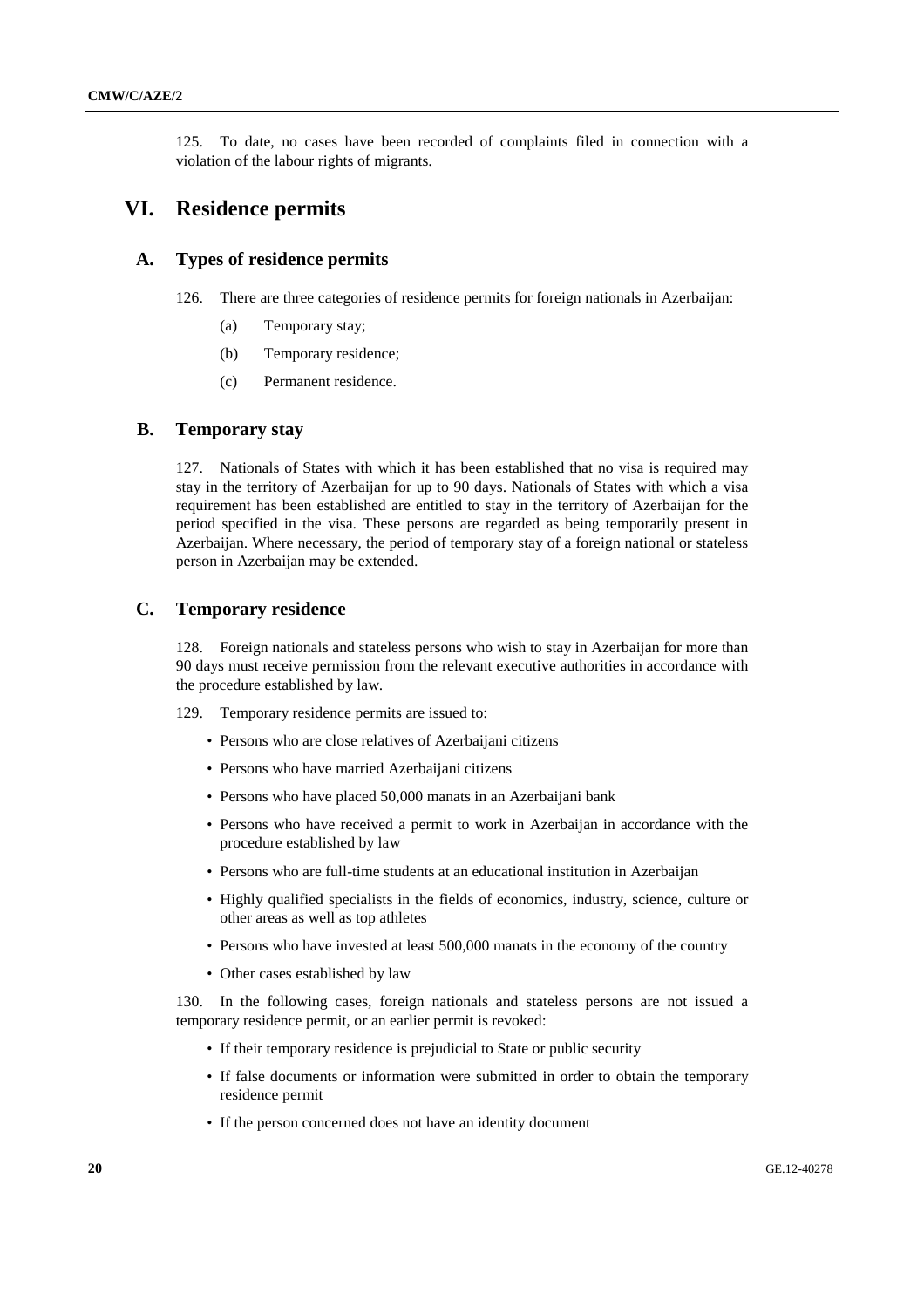125. To date, no cases have been recorded of complaints filed in connection with a violation of the labour rights of migrants.

# VI. Residence permits

## A. Types of residence permits

126. There are three categories of residence permits for foreign nationals in Azerbaijan:

(a) Temporary stay;

(b) Temporary residence;

(c) Permanent residence.

## B. Temporary stay

127. Nationals of States with which it has been established that no visa is required may stay in the territory of Azerbaijan for up to 90 days. Nationals of States with which a visa requirement has been established are entitled to stay in the territory of Azerbaijan for the period specified in the visa. These persons are regarded as being temporarily present in Azerbaijan. Where necessary, the period of temporary stay of a foreign national or stateless person in Azerbaijan may be extended.

## C. Temporary residence

128. Foreign nationals and stateless persons who wish to stay in Azerbaijan for more than 90 days must receive permission from the relevant executive authorities in accordance with the procedure established by law.

129. Temporary residence permits are issued to:

- Persons who are close relatives of Azerbaijani citizens
- Persons who have married Azerbaijani citizens
- Persons who have placed 50,000 manats in an Azerbaijani bank
- Persons who have received a permit to work in Azerbaijan in accordance with the procedure established by law
- Persons who are full-time students at an educational institution in Azerbaijan
- Highly qualified specialists in the fields of economics, industry, science, culture or other areas as well as top athletes
- Persons who have invested at least 500,000 manats in the economy of the country
- Other cases established by law

130. In the following cases, foreign nationals and stateless persons are not issued a temporary residence permit, or an earlier permit is revoked:

- If their temporary residence is prejudicial to State or public security
- If false documents or information were submitted in order to obtain the temporary residence permit
- If the person concerned does not have an identity document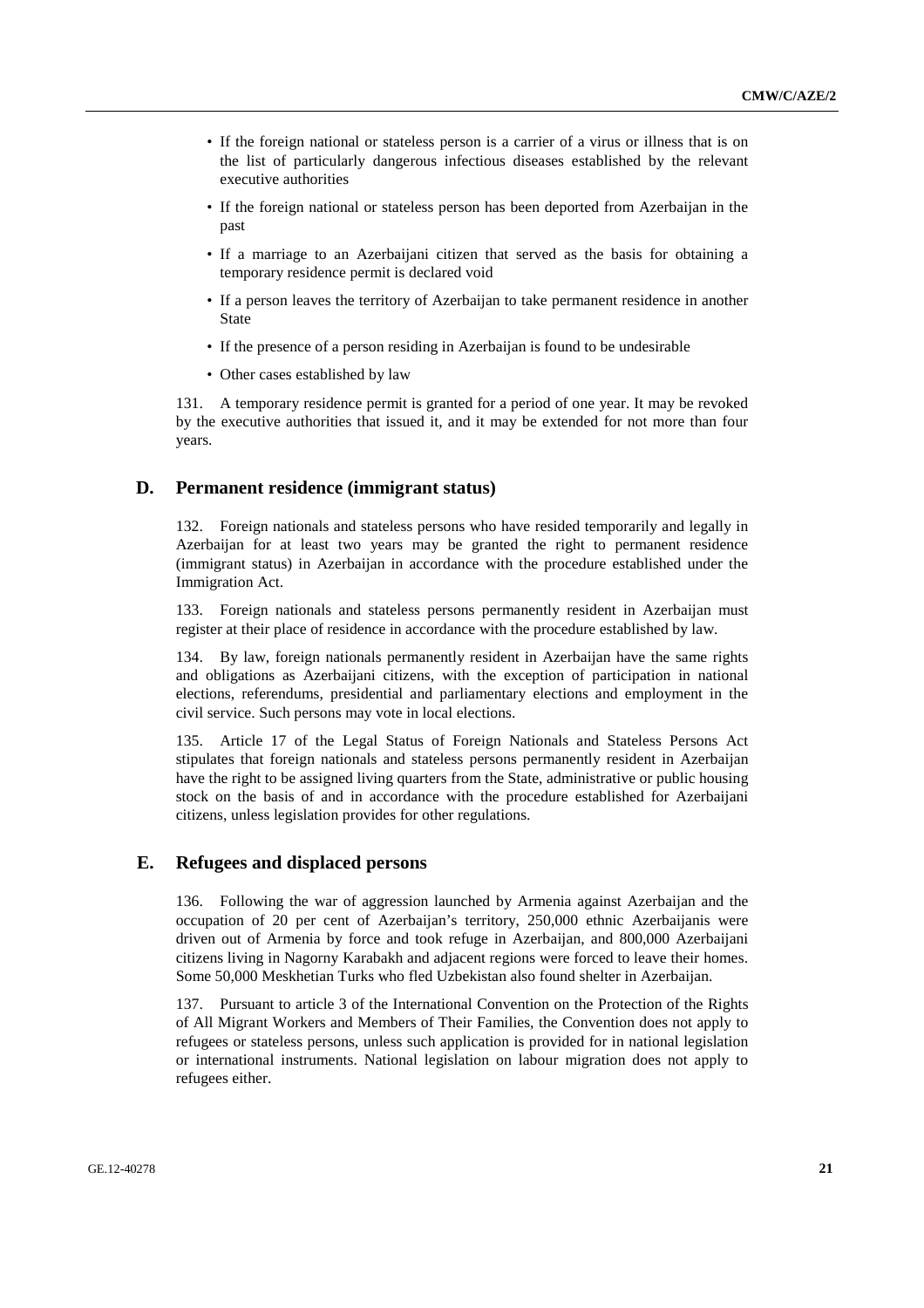- If the foreign national or stateless person is a carrier of a virus or illness that is on the list of particularly dangerous infectious diseases established by the relevant executive authorities
- If the foreign national or stateless person has been deported from Azerbaijan in the past
- If a marriage to an Azerbaijani citizen that served as the basis for obtaining a temporary residence permit is declared void
- If a person leaves the territory of Azerbaijan to take permanent residence in another State
- If the presence of a person residing in Azerbaijan is found to be undesirable
- Other cases established by law

131. A temporary residence permit is granted for a period of one year. It may be revoked by the executive authorities that issued it, and it may be extended for not more than four years.

## D. Permanent residence (immigrant status)

132. Foreign nationals and stateless persons who have resided temporarily and legally in Azerbaijan for at least two years may be granted the right to permanent residence (immigrant status) in Azerbaijan in accordance with the procedure established under the Immigration Act.

133. Foreign nationals and stateless persons permanently resident in Azerbaijan must register at their place of residence in accordance with the procedure established by law.

134. By law, foreign nationals permanently resident in Azerbaijan have the same rights and obligations as Azerbaijani citizens, with the exception of participation in national elections, referendums, presidential and parliamentary elections and employment in the civil service. Such persons may vote in local elections.

135. Article 17 of the Legal Status of Foreign Nationals and Stateless Persons Act stipulates that foreign nationals and stateless persons permanently resident in Azerbaijan have the right to be assigned living quarters from the State, administrative or public housing stock on the basis of and in accordance with the procedure established for Azerbaijani citizens, unless legislation provides for other regulations.

## E. Refugees and displaced persons

136. Following the war of aggression launched by Armenia against Azerbaijan and the occupation of 20 per cent of Azerbaijan's territory, 250,000 ethnic Azerbaijanis were driven out of Armenia by force and took refuge in Azerbaijan, and 800,000 Azerbaijani citizens living in Nagorny Karabakh and adjacent regions were forced to leave their homes. Some 50,000 Meskhetian Turks who fled Uzbekistan also found shelter in Azerbaijan.

137. Pursuant to article 3 of the International Convention on the Protection of the Rights of All Migrant Workers and Members of Their Families, the Convention does not apply to refugees or stateless persons, unless such application is provided for in national legislation or international instruments. National legislation on labour migration does not apply to refugees either.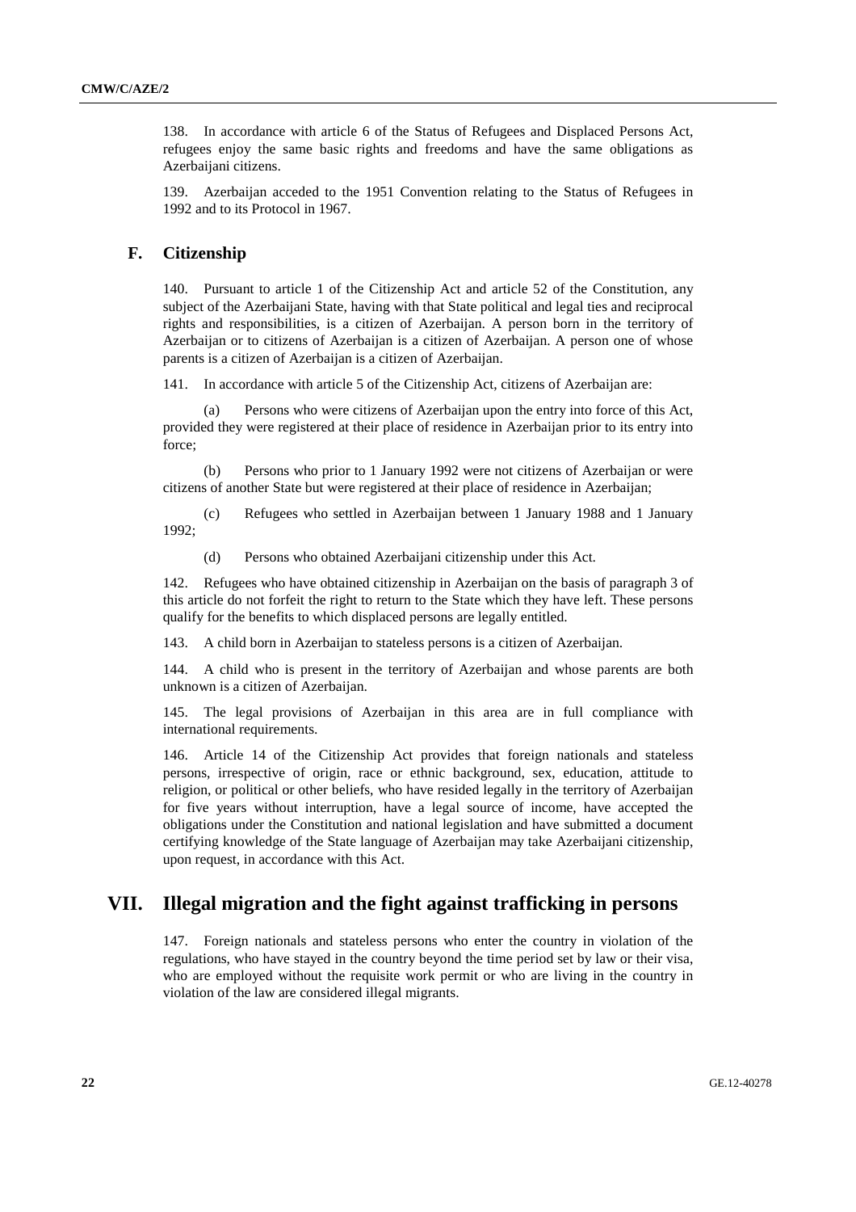138. In accordance with article 6 of the Status of Refugees and Displaced Persons Act, refugees enjoy the same basic rights and freedoms and have the same obligations as Azerbaijani citizens.

139. Azerbaijan acceded to the 1951 Convention relating to the Status of Refugees in 1992 and to its Protocol in 1967.

## F. Citizenship

140. Pursuant to article 1 of the Citizenship Act and article 52 of the Constitution, any subject of the Azerbaijani State, having with that State political and legal ties and reciprocal rights and responsibilities, is a citizen of Azerbaijan. A person born in the territory of Azerbaijan or to citizens of Azerbaijan is a citizen of Azerbaijan. A person one of whose parents is a citizen of Azerbaijan is a citizen of Azerbaijan.

141. In accordance with article 5 of the Citizenship Act, citizens of Azerbaijan are:

(a) Persons who were citizens of Azerbaijan upon the entry into force of this Act, provided they were registered at their place of residence in Azerbaijan prior to its entry into force;

(b) Persons who prior to 1 January 1992 were not citizens of Azerbaijan or were citizens of another State but were registered at their place of residence in Azerbaijan;

(c) Refugees who settled in Azerbaijan between 1 January 1988 and 1 January 1992;

(d) Persons who obtained Azerbaijani citizenship under this Act.

142. Refugees who have obtained citizenship in Azerbaijan on the basis of paragraph 3 of this article do not forfeit the right to return to the State which they have left. These persons qualify for the benefits to which displaced persons are legally entitled.

143. A child born in Azerbaijan to stateless persons is a citizen of Azerbaijan.

144. A child who is present in the territory of Azerbaijan and whose parents are both unknown is a citizen of Azerbaijan.

145. The legal provisions of Azerbaijan in this area are in full compliance with international requirements.

146. Article 14 of the Citizenship Act provides that foreign nationals and stateless persons, irrespective of origin, race or ethnic background, sex, education, attitude to religion, or political or other beliefs, who have resided legally in the territory of Azerbaijan for five years without interruption, have a legal source of income, have accepted the obligations under the Constitution and national legislation and have submitted a document certifying knowledge of the State language of Azerbaijan may take Azerbaijani citizenship, upon request, in accordance with this Act.

# VII. Illegal migration and the fight against trafficking in persons

147. Foreign nationals and stateless persons who enter the country in violation of the regulations, who have stayed in the country beyond the time period set by law or their visa, who are employed without the requisite work permit or who are living in the country in violation of the law are considered illegal migrants.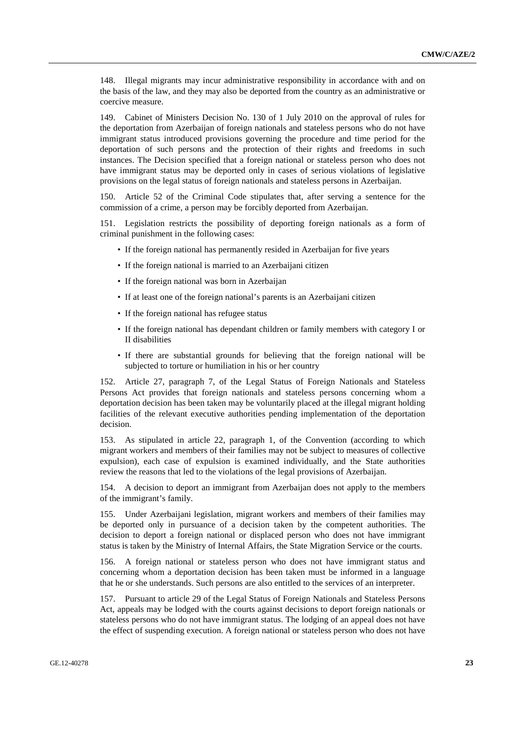148. Illegal migrants may incur administrative responsibility in accordance with and on the basis of the law, and they may also be deported from the country as an administrative or coercive measure.

149. Cabinet of Ministers Decision No. 130 of 1 July 2010 on the approval of rules for the deportation from Azerbaijan of foreign nationals and stateless persons who do not have immigrant status introduced provisions governing the procedure and time period for the deportation of such persons and the protection of their rights and freedoms in such instances. The Decision specified that a foreign national or stateless person who does not have immigrant status may be deported only in cases of serious violations of legislative provisions on the legal status of foreign nationals and stateless persons in Azerbaijan.

150. Article 52 of the Criminal Code stipulates that, after serving a sentence for the commission of a crime, a person may be forcibly deported from Azerbaijan.

151. Legislation restricts the possibility of deporting foreign nationals as a form of criminal punishment in the following cases:

- If the foreign national has permanently resided in Azerbaijan for five years
- If the foreign national is married to an Azerbaijani citizen
- If the foreign national was born in Azerbaijan
- If at least one of the foreign national's parents is an Azerbaijani citizen
- If the foreign national has refugee status
- If the foreign national has dependant children or family members with category I or II disabilities
- If there are substantial grounds for believing that the foreign national will be subjected to torture or humiliation in his or her country

152. Article 27, paragraph 7, of the Legal Status of Foreign Nationals and Stateless Persons Act provides that foreign nationals and stateless persons concerning whom a deportation decision has been taken may be voluntarily placed at the illegal migrant holding facilities of the relevant executive authorities pending implementation of the deportation decision.

153. As stipulated in article 22, paragraph 1, of the Convention (according to which migrant workers and members of their families may not be subject to measures of collective expulsion), each case of expulsion is examined individually, and the State authorities review the reasons that led to the violations of the legal provisions of Azerbaijan.

154. A decision to deport an immigrant from Azerbaijan does not apply to the members of the immigrant's family.

155. Under Azerbaijani legislation, migrant workers and members of their families may be deported only in pursuance of a decision taken by the competent authorities. The decision to deport a foreign national or displaced person who does not have immigrant status is taken by the Ministry of Internal Affairs, the State Migration Service or the courts.

156. A foreign national or stateless person who does not have immigrant status and concerning whom a deportation decision has been taken must be informed in a language that he or she understands. Such persons are also entitled to the services of an interpreter.

157. Pursuant to article 29 of the Legal Status of Foreign Nationals and Stateless Persons Act, appeals may be lodged with the courts against decisions to deport foreign nationals or stateless persons who do not have immigrant status. The lodging of an appeal does not have the effect of suspending execution. A foreign national or stateless person who does not have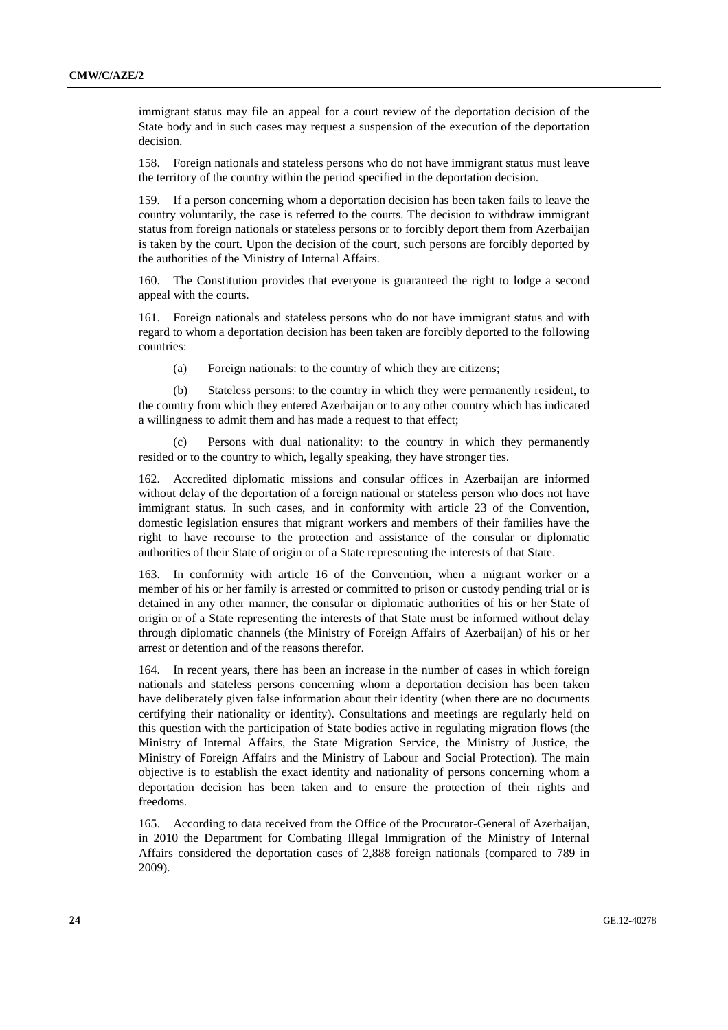immigrant status may file an appeal for a court review of the deportation decision of the State body and in such cases may request a suspension of the execution of the deportation decision.

158. Foreign nationals and stateless persons who do not have immigrant status must leave the territory of the country within the period specified in the deportation decision.

159. If a person concerning whom a deportation decision has been taken fails to leave the country voluntarily, the case is referred to the courts. The decision to withdraw immigrant status from foreign nationals or stateless persons or to forcibly deport them from Azerbaijan is taken by the court. Upon the decision of the court, such persons are forcibly deported by the authorities of the Ministry of Internal Affairs.

160. The Constitution provides that everyone is guaranteed the right to lodge a second appeal with the courts.

161. Foreign nationals and stateless persons who do not have immigrant status and with regard to whom a deportation decision has been taken are forcibly deported to the following countries:

(a) Foreign nationals: to the country of which they are citizens;

(b) Stateless persons: to the country in which they were permanently resident, to the country from which they entered Azerbaijan or to any other country which has indicated a willingness to admit them and has made a request to that effect;

(c) Persons with dual nationality: to the country in which they permanently resided or to the country to which, legally speaking, they have stronger ties.

162. Accredited diplomatic missions and consular offices in Azerbaijan are informed without delay of the deportation of a foreign national or stateless person who does not have immigrant status. In such cases, and in conformity with article 23 of the Convention, domestic legislation ensures that migrant workers and members of their families have the right to have recourse to the protection and assistance of the consular or diplomatic authorities of their State of origin or of a State representing the interests of that State.

163. In conformity with article 16 of the Convention, when a migrant worker or a member of his or her family is arrested or committed to prison or custody pending trial or is detained in any other manner, the consular or diplomatic authorities of his or her State of origin or of a State representing the interests of that State must be informed without delay through diplomatic channels (the Ministry of Foreign Affairs of Azerbaijan) of his or her arrest or detention and of the reasons therefor.

164. In recent years, there has been an increase in the number of cases in which foreign nationals and stateless persons concerning whom a deportation decision has been taken have deliberately given false information about their identity (when there are no documents certifying their nationality or identity). Consultations and meetings are regularly held on this question with the participation of State bodies active in regulating migration flows (the Ministry of Internal Affairs, the State Migration Service, the Ministry of Justice, the Ministry of Foreign Affairs and the Ministry of Labour and Social Protection). The main objective is to establish the exact identity and nationality of persons concerning whom a deportation decision has been taken and to ensure the protection of their rights and freedoms.

165. According to data received from the Office of the Procurator-General of Azerbaijan, in 2010 the Department for Combating Illegal Immigration of the Ministry of Internal Affairs considered the deportation cases of 2,888 foreign nationals (compared to 789 in 2009).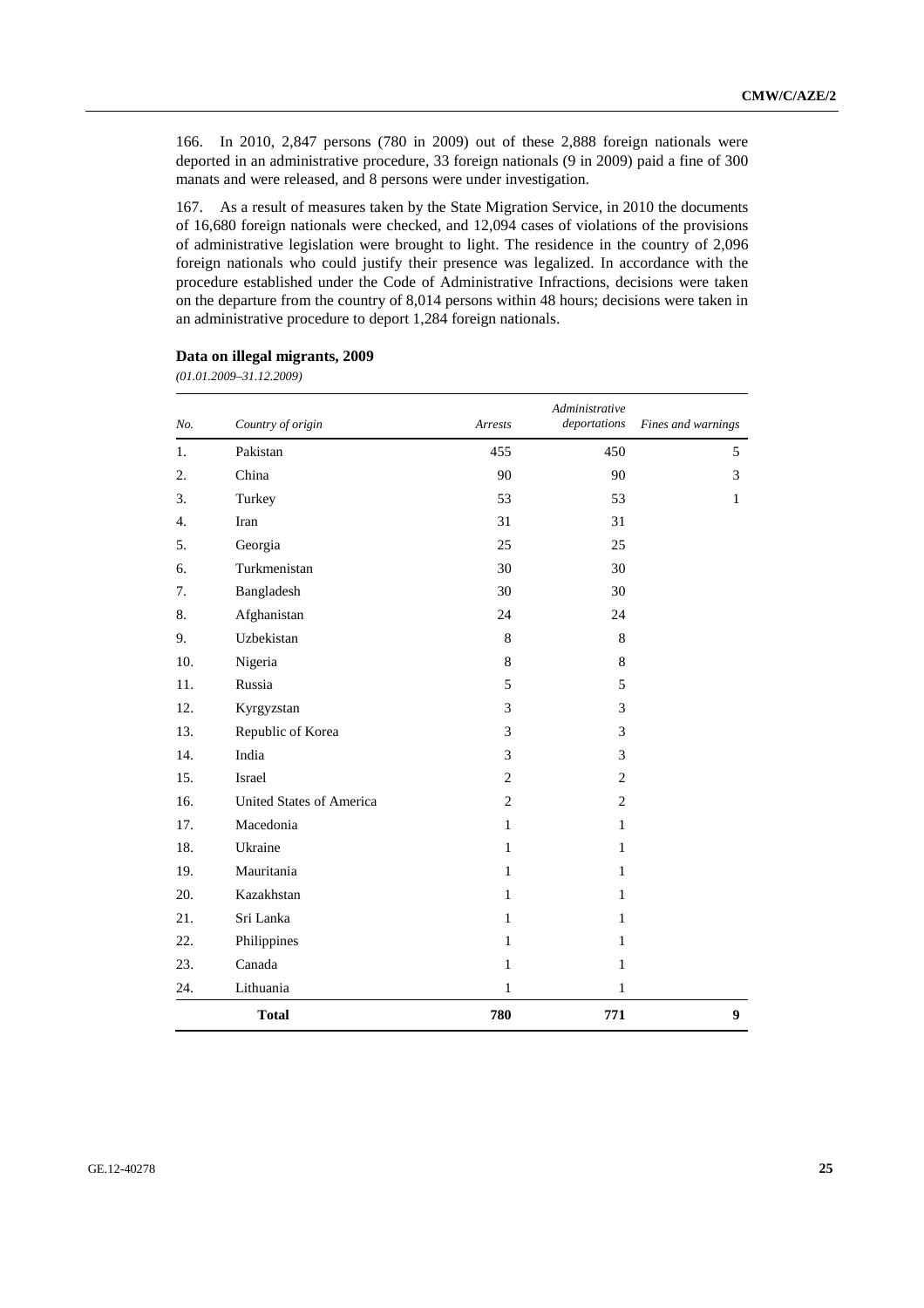166. In 2010, 2,847 persons (780 in 2009) out of these 2,888 foreign nationals were deported in an administrative procedure, 33 foreign nationals (9 in 2009) paid a fine of 300 manats and were released, and 8 persons were under investigation.

167. As a result of measures taken by the State Migration Service, in 2010 the documents of 16,680 foreign nationals were checked, and 12,094 cases of violations of the provisions of administrative legislation were brought to light. The residence in the country of 2,096 foreign nationals who could justify their presence was legalized. In accordance with the procedure established under the Code of Administrative Infractions, decisions were taken on the departure from the country of 8,014 persons within 48 hours; decisions were taken in an administrative procedure to deport 1,284 foreign nationals.

**Data on illegal migrants, 2009**

*(01.01.2009–31.12.2009)*

| *No.* | *Country of origin* | *Arrests* | *Administrative deportations* | *Fines and warnings* |
|---|---|---|---|---|
| 1. | Pakistan | 455 | 450 | 5 |
| 2. | China | 90 | 90 | 3 |
| 3. | Turkey | 53 | 53 | 1 |
| 4. | Iran | 31 | 31 | |
| 5. | Georgia | 25 | 25 | |
| 6. | Turkmenistan | 30 | 30 | |
| 7. | Bangladesh | 30 | 30 | |
| 8. | Afghanistan | 24 | 24 | |
| 9. | Uzbekistan | 8 | 8 | |
| 10. | Nigeria | 8 | 8 | |
| 11. | Russia | 5 | 5 | |
| 12. | Kyrgyzstan | 3 | 3 | |
| 13. | Republic of Korea | 3 | 3 | |
| 14. | India | 3 | 3 | |
| 15. | Israel | 2 | 2 | |
| 16. | United States of America | 2 | 2 | |
| 17. | Macedonia | 1 | 1 | |
| 18. | Ukraine | 1 | 1 | |
| 19. | Mauritania | 1 | 1 | |
| 20. | Kazakhstan | 1 | 1 | |
| 21. | Sri Lanka | 1 | 1 | |
| 22. | Philippines | 1 | 1 | |
| 23. | Canada | 1 | 1 | |
| 24. | Lithuania | 1 | 1 | |
| | **Total** | **780** | **771** | **9** |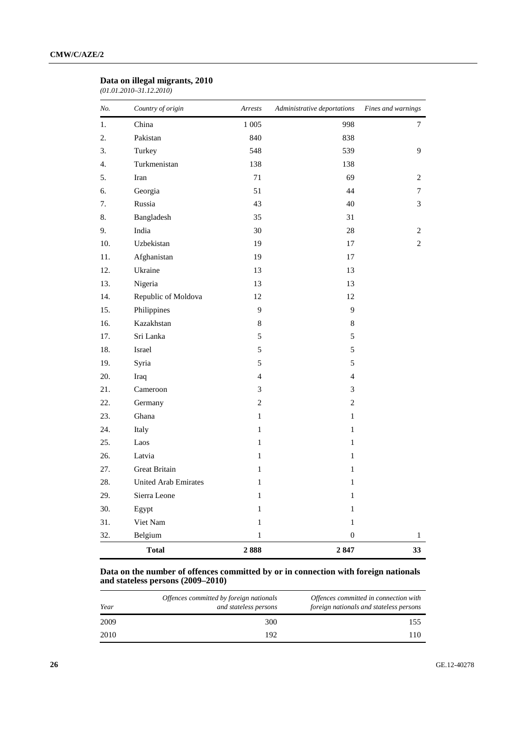**Data on illegal migrants, 2010**

*(01.01.2010–31.12.2010)*

| *No.* | *Country of origin* | *Arrests* | *Administrative deportations* | *Fines and warnings* |
|---|---|---|---|---|
| 1. | China | 1 005 | 998 | 7 |
| 2. | Pakistan | 840 | 838 | |
| 3. | Turkey | 548 | 539 | 9 |
| 4. | Turkmenistan | 138 | 138 | |
| 5. | Iran | 71 | 69 | 2 |
| 6. | Georgia | 51 | 44 | 7 |
| 7. | Russia | 43 | 40 | 3 |
| 8. | Bangladesh | 35 | 31 | |
| 9. | India | 30 | 28 | 2 |
| 10. | Uzbekistan | 19 | 17 | 2 |
| 11. | Afghanistan | 19 | 17 | |
| 12. | Ukraine | 13 | 13 | |
| 13. | Nigeria | 13 | 13 | |
| 14. | Republic of Moldova | 12 | 12 | |
| 15. | Philippines | 9 | 9 | |
| 16. | Kazakhstan | 8 | 8 | |
| 17. | Sri Lanka | 5 | 5 | |
| 18. | Israel | 5 | 5 | |
| 19. | Syria | 5 | 5 | |
| 20. | Iraq | 4 | 4 | |
| 21. | Cameroon | 3 | 3 | |
| 22. | Germany | 2 | 2 | |
| 23. | Ghana | 1 | 1 | |
| 24. | Italy | 1 | 1 | |
| 25. | Laos | 1 | 1 | |
| 26. | Latvia | 1 | 1 | |
| 27. | Great Britain | 1 | 1 | |
| 28. | United Arab Emirates | 1 | 1 | |
| 29. | Sierra Leone | 1 | 1 | |
| 30. | Egypt | 1 | 1 | |
| 31. | Viet Nam | 1 | 1 | |
| 32. | Belgium | 1 | 0 | 1 |
| | **Total** | **2 888** | **2 847** | **33** |

**Data on the number of offences committed by or in connection with foreign nationals and stateless persons (2009–2010)**

| *Year* | *Offences committed by foreign nationals and stateless persons* | *Offences committed in connection with foreign nationals and stateless persons* |
|---|---|---|
| 2009 | 300 | 155 |
| 2010 | 192 | 110 |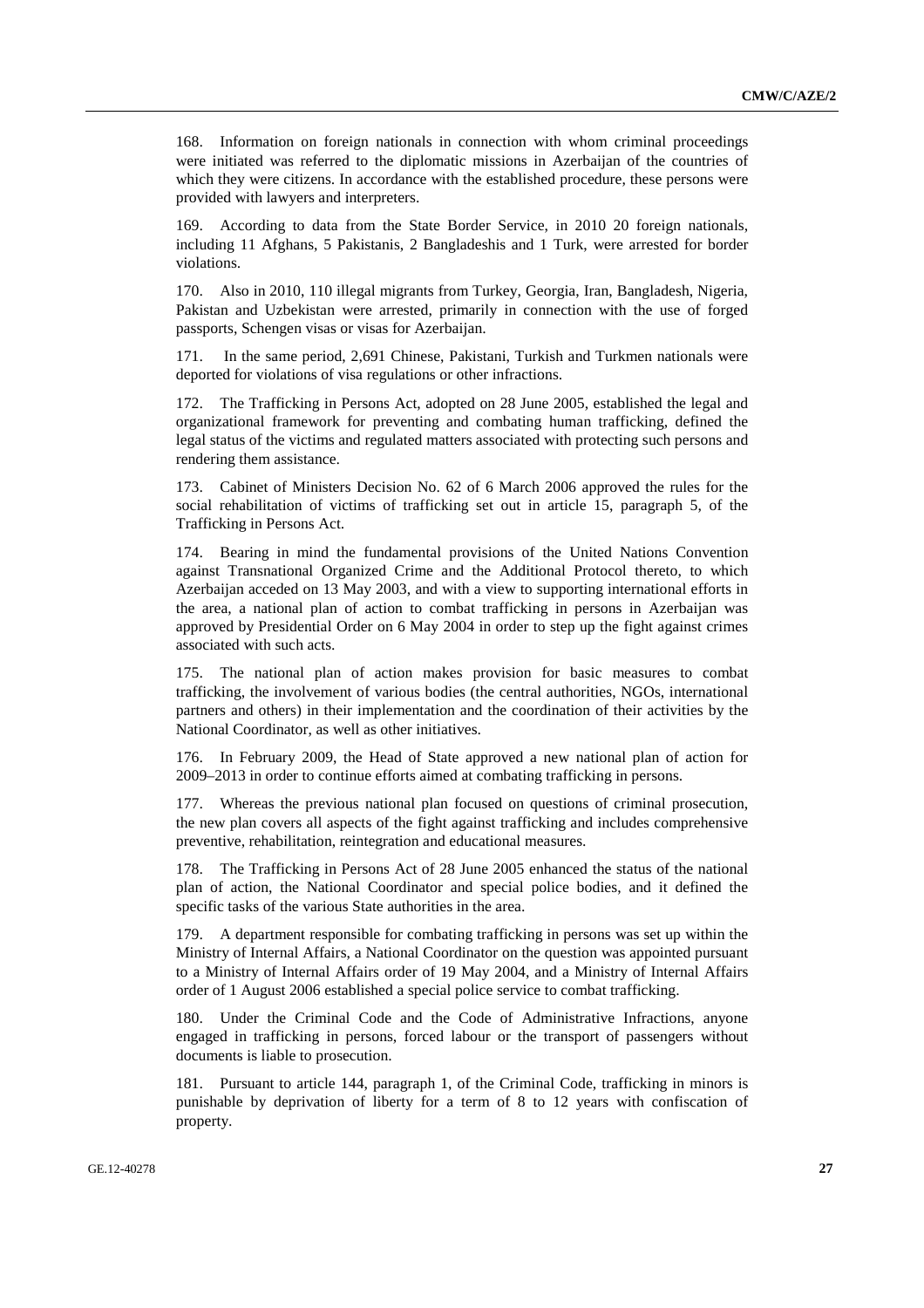168. Information on foreign nationals in connection with whom criminal proceedings were initiated was referred to the diplomatic missions in Azerbaijan of the countries of which they were citizens. In accordance with the established procedure, these persons were provided with lawyers and interpreters.

169. According to data from the State Border Service, in 2010 20 foreign nationals, including 11 Afghans, 5 Pakistanis, 2 Bangladeshis and 1 Turk, were arrested for border violations.

170. Also in 2010, 110 illegal migrants from Turkey, Georgia, Iran, Bangladesh, Nigeria, Pakistan and Uzbekistan were arrested, primarily in connection with the use of forged passports, Schengen visas or visas for Azerbaijan.

171. In the same period, 2,691 Chinese, Pakistani, Turkish and Turkmen nationals were deported for violations of visa regulations or other infractions.

172. The Trafficking in Persons Act, adopted on 28 June 2005, established the legal and organizational framework for preventing and combating human trafficking, defined the legal status of the victims and regulated matters associated with protecting such persons and rendering them assistance.

173. Cabinet of Ministers Decision No. 62 of 6 March 2006 approved the rules for the social rehabilitation of victims of trafficking set out in article 15, paragraph 5, of the Trafficking in Persons Act.

174. Bearing in mind the fundamental provisions of the United Nations Convention against Transnational Organized Crime and the Additional Protocol thereto, to which Azerbaijan acceded on 13 May 2003, and with a view to supporting international efforts in the area, a national plan of action to combat trafficking in persons in Azerbaijan was approved by Presidential Order on 6 May 2004 in order to step up the fight against crimes associated with such acts.

175. The national plan of action makes provision for basic measures to combat trafficking, the involvement of various bodies (the central authorities, NGOs, international partners and others) in their implementation and the coordination of their activities by the National Coordinator, as well as other initiatives.

176. In February 2009, the Head of State approved a new national plan of action for 2009–2013 in order to continue efforts aimed at combating trafficking in persons.

177. Whereas the previous national plan focused on questions of criminal prosecution, the new plan covers all aspects of the fight against trafficking and includes comprehensive preventive, rehabilitation, reintegration and educational measures.

178. The Trafficking in Persons Act of 28 June 2005 enhanced the status of the national plan of action, the National Coordinator and special police bodies, and it defined the specific tasks of the various State authorities in the area.

179. A department responsible for combating trafficking in persons was set up within the Ministry of Internal Affairs, a National Coordinator on the question was appointed pursuant to a Ministry of Internal Affairs order of 19 May 2004, and a Ministry of Internal Affairs order of 1 August 2006 established a special police service to combat trafficking.

180. Under the Criminal Code and the Code of Administrative Infractions, anyone engaged in trafficking in persons, forced labour or the transport of passengers without documents is liable to prosecution.

181. Pursuant to article 144, paragraph 1, of the Criminal Code, trafficking in minors is punishable by deprivation of liberty for a term of 8 to 12 years with confiscation of property.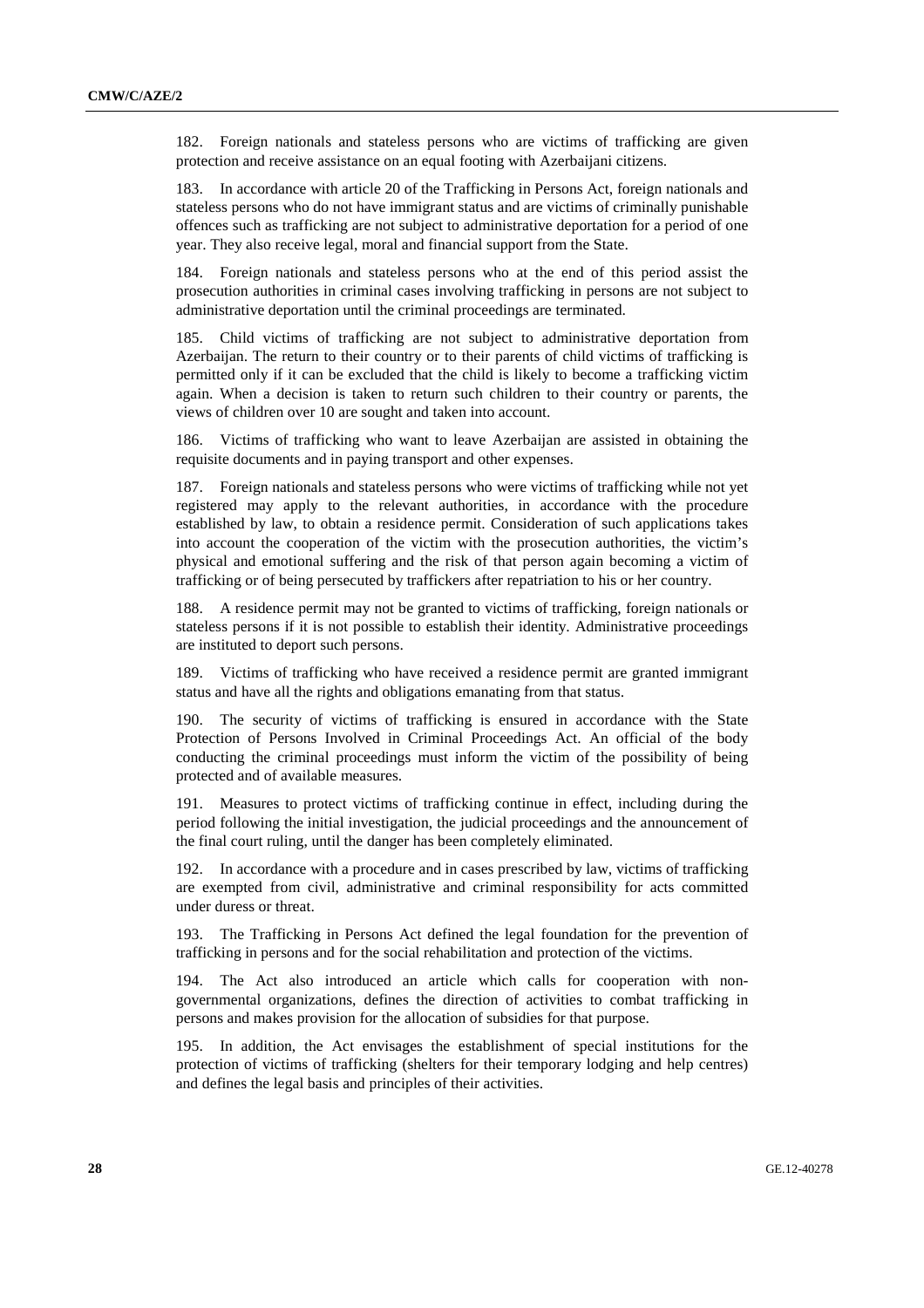182. Foreign nationals and stateless persons who are victims of trafficking are given protection and receive assistance on an equal footing with Azerbaijani citizens.

183. In accordance with article 20 of the Trafficking in Persons Act, foreign nationals and stateless persons who do not have immigrant status and are victims of criminally punishable offences such as trafficking are not subject to administrative deportation for a period of one year. They also receive legal, moral and financial support from the State.

184. Foreign nationals and stateless persons who at the end of this period assist the prosecution authorities in criminal cases involving trafficking in persons are not subject to administrative deportation until the criminal proceedings are terminated.

185. Child victims of trafficking are not subject to administrative deportation from Azerbaijan. The return to their country or to their parents of child victims of trafficking is permitted only if it can be excluded that the child is likely to become a trafficking victim again. When a decision is taken to return such children to their country or parents, the views of children over 10 are sought and taken into account.

186. Victims of trafficking who want to leave Azerbaijan are assisted in obtaining the requisite documents and in paying transport and other expenses.

187. Foreign nationals and stateless persons who were victims of trafficking while not yet registered may apply to the relevant authorities, in accordance with the procedure established by law, to obtain a residence permit. Consideration of such applications takes into account the cooperation of the victim with the prosecution authorities, the victim's physical and emotional suffering and the risk of that person again becoming a victim of trafficking or of being persecuted by traffickers after repatriation to his or her country.

188. A residence permit may not be granted to victims of trafficking, foreign nationals or stateless persons if it is not possible to establish their identity. Administrative proceedings are instituted to deport such persons.

189. Victims of trafficking who have received a residence permit are granted immigrant status and have all the rights and obligations emanating from that status.

190. The security of victims of trafficking is ensured in accordance with the State Protection of Persons Involved in Criminal Proceedings Act. An official of the body conducting the criminal proceedings must inform the victim of the possibility of being protected and of available measures.

191. Measures to protect victims of trafficking continue in effect, including during the period following the initial investigation, the judicial proceedings and the announcement of the final court ruling, until the danger has been completely eliminated.

192. In accordance with a procedure and in cases prescribed by law, victims of trafficking are exempted from civil, administrative and criminal responsibility for acts committed under duress or threat.

193. The Trafficking in Persons Act defined the legal foundation for the prevention of trafficking in persons and for the social rehabilitation and protection of the victims.

194. The Act also introduced an article which calls for cooperation with non-governmental organizations, defines the direction of activities to combat trafficking in persons and makes provision for the allocation of subsidies for that purpose.

195. In addition, the Act envisages the establishment of special institutions for the protection of victims of trafficking (shelters for their temporary lodging and help centres) and defines the legal basis and principles of their activities.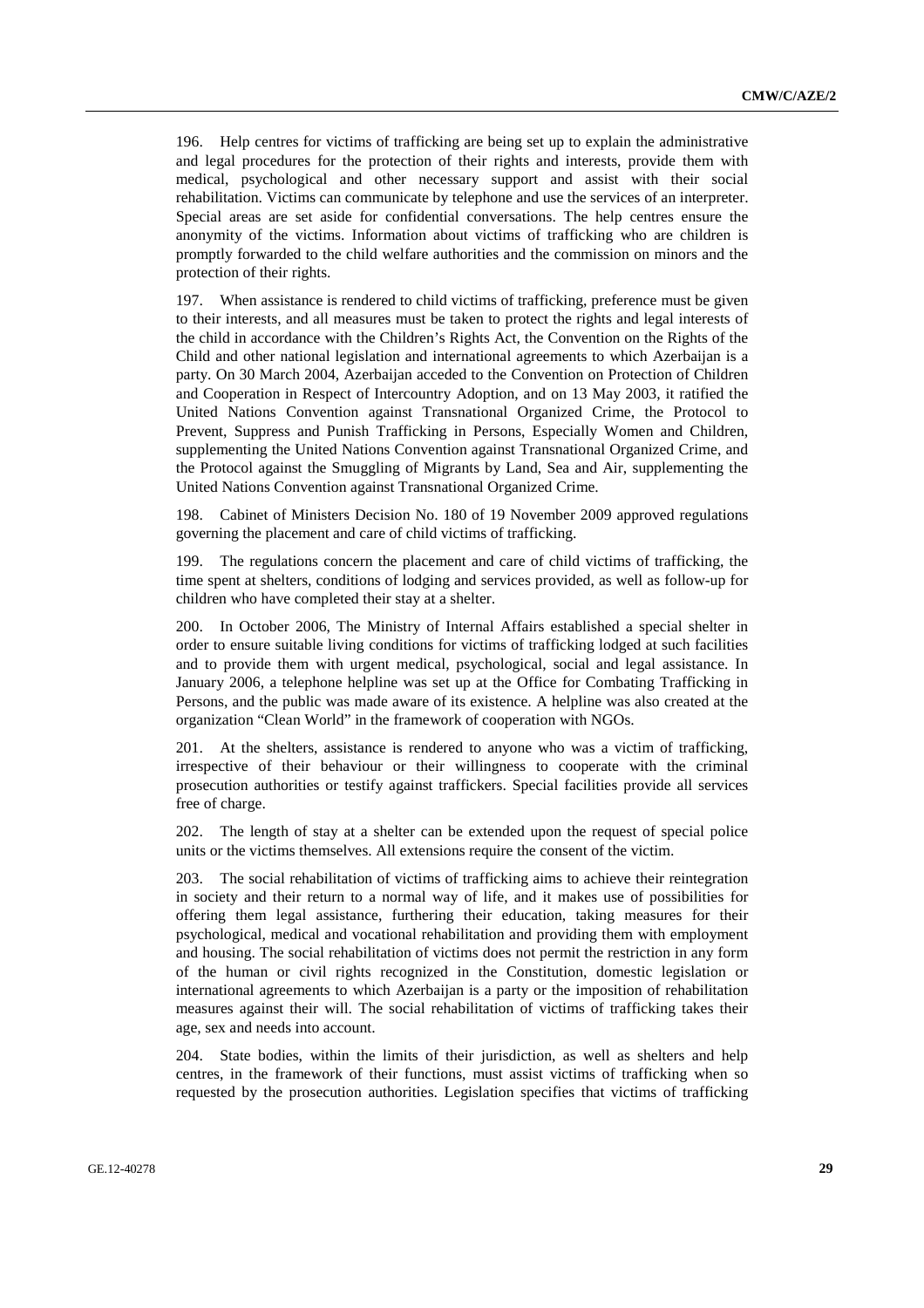196. Help centres for victims of trafficking are being set up to explain the administrative and legal procedures for the protection of their rights and interests, provide them with medical, psychological and other necessary support and assist with their social rehabilitation. Victims can communicate by telephone and use the services of an interpreter. Special areas are set aside for confidential conversations. The help centres ensure the anonymity of the victims. Information about victims of trafficking who are children is promptly forwarded to the child welfare authorities and the commission on minors and the protection of their rights.

197. When assistance is rendered to child victims of trafficking, preference must be given to their interests, and all measures must be taken to protect the rights and legal interests of the child in accordance with the Children's Rights Act, the Convention on the Rights of the Child and other national legislation and international agreements to which Azerbaijan is a party. On 30 March 2004, Azerbaijan acceded to the Convention on Protection of Children and Cooperation in Respect of Intercountry Adoption, and on 13 May 2003, it ratified the United Nations Convention against Transnational Organized Crime, the Protocol to Prevent, Suppress and Punish Trafficking in Persons, Especially Women and Children, supplementing the United Nations Convention against Transnational Organized Crime, and the Protocol against the Smuggling of Migrants by Land, Sea and Air, supplementing the United Nations Convention against Transnational Organized Crime.

198. Cabinet of Ministers Decision No. 180 of 19 November 2009 approved regulations governing the placement and care of child victims of trafficking.

199. The regulations concern the placement and care of child victims of trafficking, the time spent at shelters, conditions of lodging and services provided, as well as follow-up for children who have completed their stay at a shelter.

200. In October 2006, The Ministry of Internal Affairs established a special shelter in order to ensure suitable living conditions for victims of trafficking lodged at such facilities and to provide them with urgent medical, psychological, social and legal assistance. In January 2006, a telephone helpline was set up at the Office for Combating Trafficking in Persons, and the public was made aware of its existence. A helpline was also created at the organization "Clean World" in the framework of cooperation with NGOs.

201. At the shelters, assistance is rendered to anyone who was a victim of trafficking, irrespective of their behaviour or their willingness to cooperate with the criminal prosecution authorities or testify against traffickers. Special facilities provide all services free of charge.

202. The length of stay at a shelter can be extended upon the request of special police units or the victims themselves. All extensions require the consent of the victim.

203. The social rehabilitation of victims of trafficking aims to achieve their reintegration in society and their return to a normal way of life, and it makes use of possibilities for offering them legal assistance, furthering their education, taking measures for their psychological, medical and vocational rehabilitation and providing them with employment and housing. The social rehabilitation of victims does not permit the restriction in any form of the human or civil rights recognized in the Constitution, domestic legislation or international agreements to which Azerbaijan is a party or the imposition of rehabilitation measures against their will. The social rehabilitation of victims of trafficking takes their age, sex and needs into account.

204. State bodies, within the limits of their jurisdiction, as well as shelters and help centres, in the framework of their functions, must assist victims of trafficking when so requested by the prosecution authorities. Legislation specifies that victims of trafficking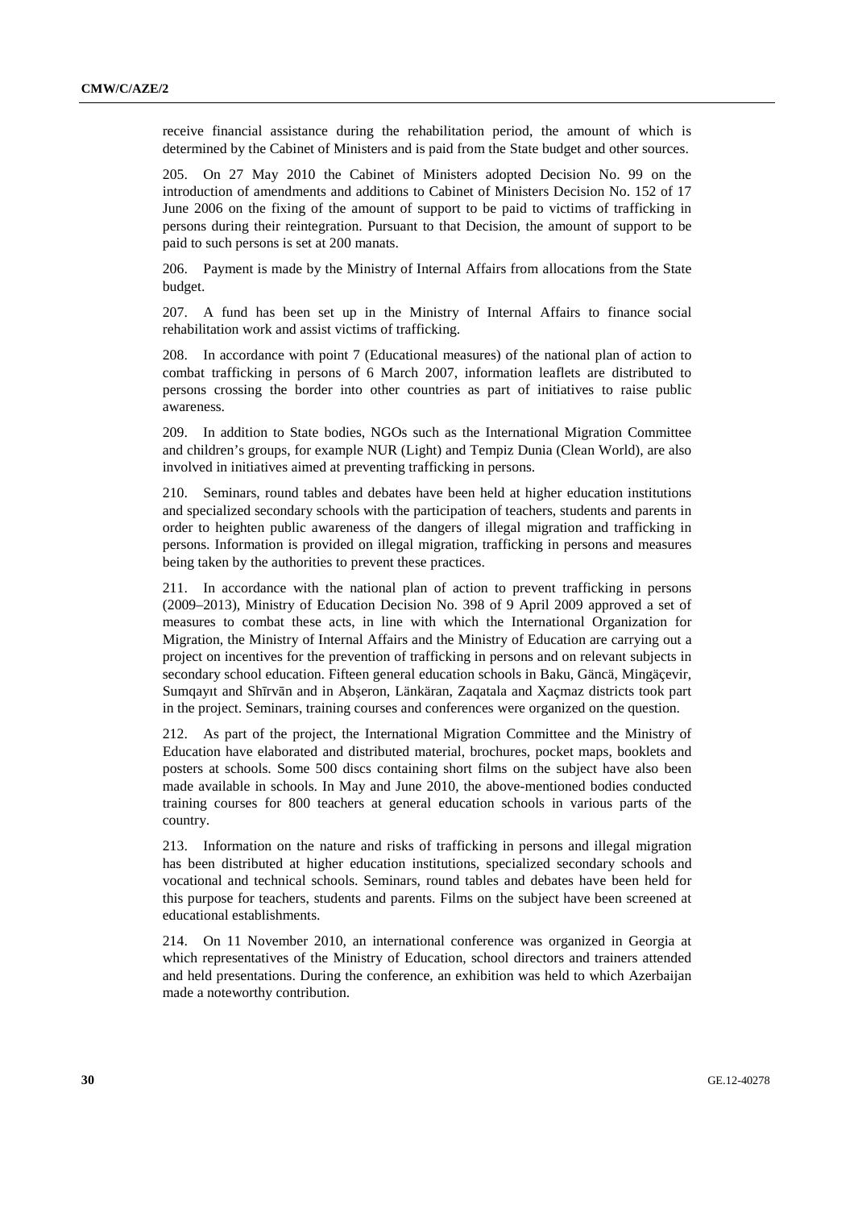receive financial assistance during the rehabilitation period, the amount of which is determined by the Cabinet of Ministers and is paid from the State budget and other sources.

205. On 27 May 2010 the Cabinet of Ministers adopted Decision No. 99 on the introduction of amendments and additions to Cabinet of Ministers Decision No. 152 of 17 June 2006 on the fixing of the amount of support to be paid to victims of trafficking in persons during their reintegration. Pursuant to that Decision, the amount of support to be paid to such persons is set at 200 manats.

206. Payment is made by the Ministry of Internal Affairs from allocations from the State budget.

207. A fund has been set up in the Ministry of Internal Affairs to finance social rehabilitation work and assist victims of trafficking.

208. In accordance with point 7 (Educational measures) of the national plan of action to combat trafficking in persons of 6 March 2007, information leaflets are distributed to persons crossing the border into other countries as part of initiatives to raise public awareness.

209. In addition to State bodies, NGOs such as the International Migration Committee and children's groups, for example NUR (Light) and Tempiz Dunia (Clean World), are also involved in initiatives aimed at preventing trafficking in persons.

210. Seminars, round tables and debates have been held at higher education institutions and specialized secondary schools with the participation of teachers, students and parents in order to heighten public awareness of the dangers of illegal migration and trafficking in persons. Information is provided on illegal migration, trafficking in persons and measures being taken by the authorities to prevent these practices.

211. In accordance with the national plan of action to prevent trafficking in persons (2009–2013), Ministry of Education Decision No. 398 of 9 April 2009 approved a set of measures to combat these acts, in line with which the International Organization for Migration, the Ministry of Internal Affairs and the Ministry of Education are carrying out a project on incentives for the prevention of trafficking in persons and on relevant subjects in secondary school education. Fifteen general education schools in Baku, Gäncä, Mingäçevir, Sumqayıt and Shīrvān and in Abşeron, Länkäran, Zaqatala and Xaçmaz districts took part in the project. Seminars, training courses and conferences were organized on the question.

212. As part of the project, the International Migration Committee and the Ministry of Education have elaborated and distributed material, brochures, pocket maps, booklets and posters at schools. Some 500 discs containing short films on the subject have also been made available in schools. In May and June 2010, the above-mentioned bodies conducted training courses for 800 teachers at general education schools in various parts of the country.

213. Information on the nature and risks of trafficking in persons and illegal migration has been distributed at higher education institutions, specialized secondary schools and vocational and technical schools. Seminars, round tables and debates have been held for this purpose for teachers, students and parents. Films on the subject have been screened at educational establishments.

214. On 11 November 2010, an international conference was organized in Georgia at which representatives of the Ministry of Education, school directors and trainers attended and held presentations. During the conference, an exhibition was held to which Azerbaijan made a noteworthy contribution.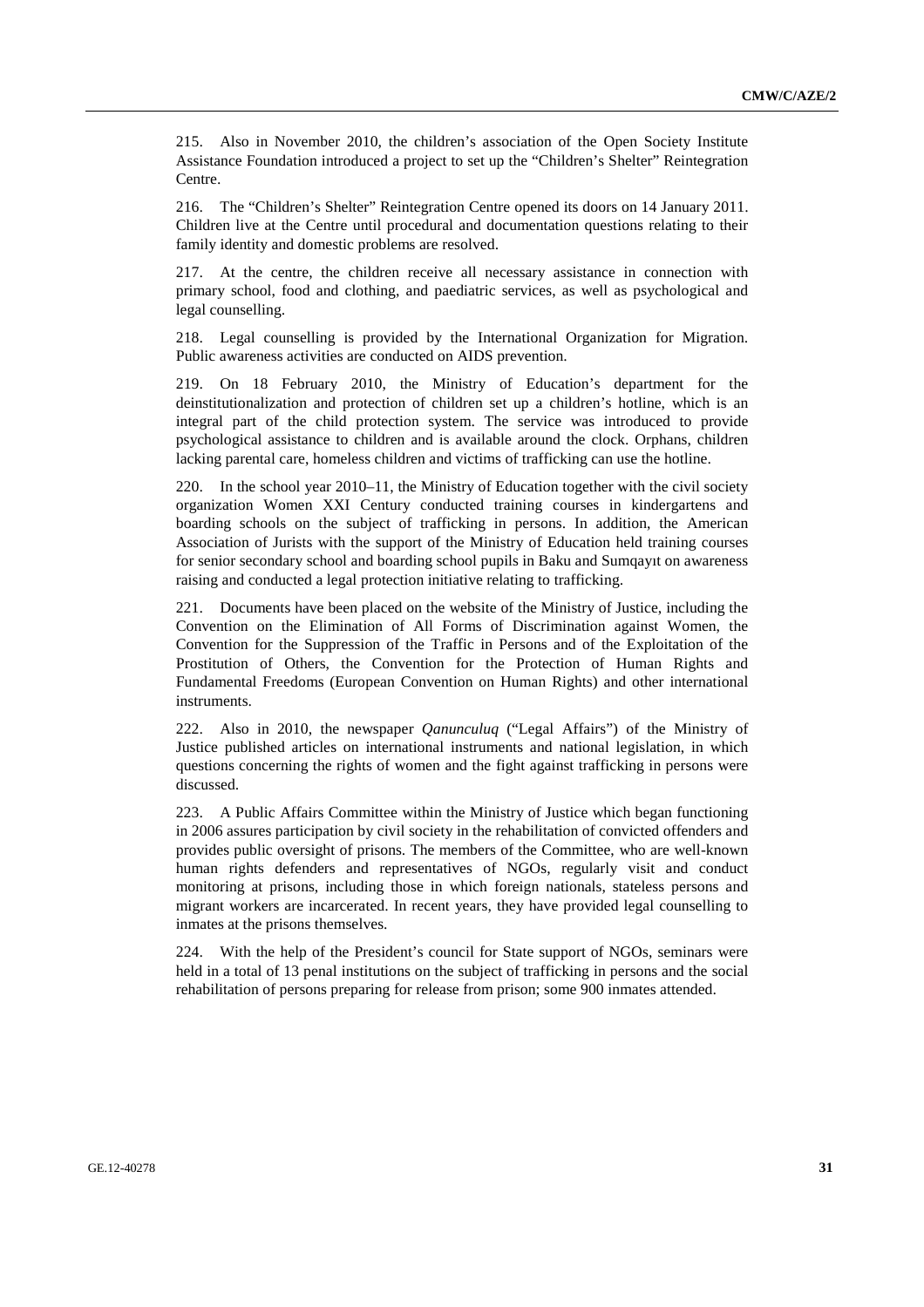215. Also in November 2010, the children's association of the Open Society Institute Assistance Foundation introduced a project to set up the "Children's Shelter" Reintegration Centre.

216. The "Children's Shelter" Reintegration Centre opened its doors on 14 January 2011. Children live at the Centre until procedural and documentation questions relating to their family identity and domestic problems are resolved.

217. At the centre, the children receive all necessary assistance in connection with primary school, food and clothing, and paediatric services, as well as psychological and legal counselling.

218. Legal counselling is provided by the International Organization for Migration. Public awareness activities are conducted on AIDS prevention.

219. On 18 February 2010, the Ministry of Education's department for the deinstitutionalization and protection of children set up a children's hotline, which is an integral part of the child protection system. The service was introduced to provide psychological assistance to children and is available around the clock. Orphans, children lacking parental care, homeless children and victims of trafficking can use the hotline.

220. In the school year 2010–11, the Ministry of Education together with the civil society organization Women XXI Century conducted training courses in kindergartens and boarding schools on the subject of trafficking in persons. In addition, the American Association of Jurists with the support of the Ministry of Education held training courses for senior secondary school and boarding school pupils in Baku and Sumqayıt on awareness raising and conducted a legal protection initiative relating to trafficking.

221. Documents have been placed on the website of the Ministry of Justice, including the Convention on the Elimination of All Forms of Discrimination against Women, the Convention for the Suppression of the Traffic in Persons and of the Exploitation of the Prostitution of Others, the Convention for the Protection of Human Rights and Fundamental Freedoms (European Convention on Human Rights) and other international instruments.

222. Also in 2010, the newspaper *Qanunculuq* ("Legal Affairs") of the Ministry of Justice published articles on international instruments and national legislation, in which questions concerning the rights of women and the fight against trafficking in persons were discussed.

223. A Public Affairs Committee within the Ministry of Justice which began functioning in 2006 assures participation by civil society in the rehabilitation of convicted offenders and provides public oversight of prisons. The members of the Committee, who are well-known human rights defenders and representatives of NGOs, regularly visit and conduct monitoring at prisons, including those in which foreign nationals, stateless persons and migrant workers are incarcerated. In recent years, they have provided legal counselling to inmates at the prisons themselves.

224. With the help of the President's council for State support of NGOs, seminars were held in a total of 13 penal institutions on the subject of trafficking in persons and the social rehabilitation of persons preparing for release from prison; some 900 inmates attended.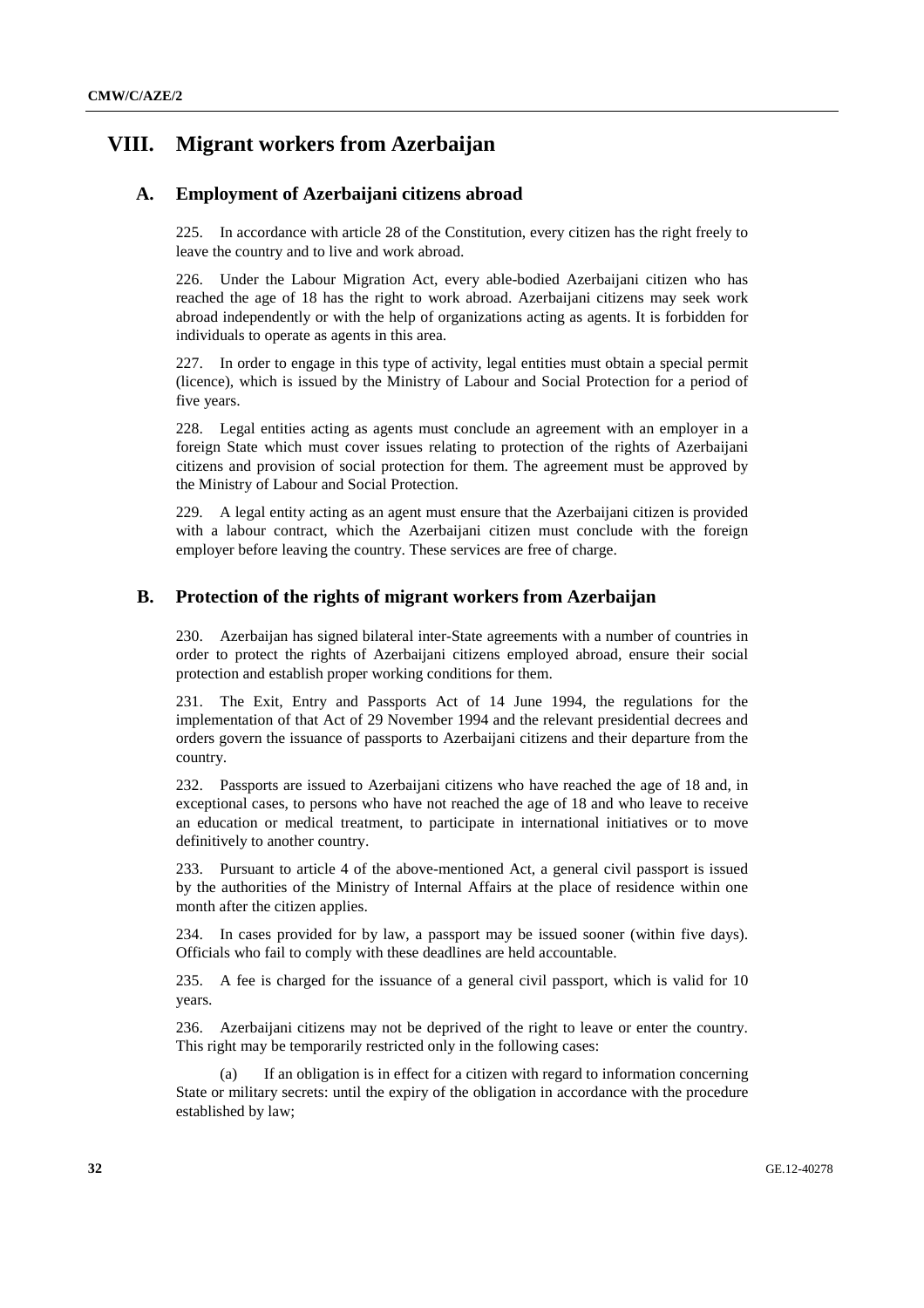# VIII. Migrant workers from Azerbaijan

## A. Employment of Azerbaijani citizens abroad

225. In accordance with article 28 of the Constitution, every citizen has the right freely to leave the country and to live and work abroad.

226. Under the Labour Migration Act, every able-bodied Azerbaijani citizen who has reached the age of 18 has the right to work abroad. Azerbaijani citizens may seek work abroad independently or with the help of organizations acting as agents. It is forbidden for individuals to operate as agents in this area.

227. In order to engage in this type of activity, legal entities must obtain a special permit (licence), which is issued by the Ministry of Labour and Social Protection for a period of five years.

228. Legal entities acting as agents must conclude an agreement with an employer in a foreign State which must cover issues relating to protection of the rights of Azerbaijani citizens and provision of social protection for them. The agreement must be approved by the Ministry of Labour and Social Protection.

229. A legal entity acting as an agent must ensure that the Azerbaijani citizen is provided with a labour contract, which the Azerbaijani citizen must conclude with the foreign employer before leaving the country. These services are free of charge.

## B. Protection of the rights of migrant workers from Azerbaijan

230. Azerbaijan has signed bilateral inter-State agreements with a number of countries in order to protect the rights of Azerbaijani citizens employed abroad, ensure their social protection and establish proper working conditions for them.

231. The Exit, Entry and Passports Act of 14 June 1994, the regulations for the implementation of that Act of 29 November 1994 and the relevant presidential decrees and orders govern the issuance of passports to Azerbaijani citizens and their departure from the country.

232. Passports are issued to Azerbaijani citizens who have reached the age of 18 and, in exceptional cases, to persons who have not reached the age of 18 and who leave to receive an education or medical treatment, to participate in international initiatives or to move definitively to another country.

233. Pursuant to article 4 of the above-mentioned Act, a general civil passport is issued by the authorities of the Ministry of Internal Affairs at the place of residence within one month after the citizen applies.

234. In cases provided for by law, a passport may be issued sooner (within five days). Officials who fail to comply with these deadlines are held accountable.

235. A fee is charged for the issuance of a general civil passport, which is valid for 10 years.

236. Azerbaijani citizens may not be deprived of the right to leave or enter the country. This right may be temporarily restricted only in the following cases:

(a) If an obligation is in effect for a citizen with regard to information concerning State or military secrets: until the expiry of the obligation in accordance with the procedure established by law;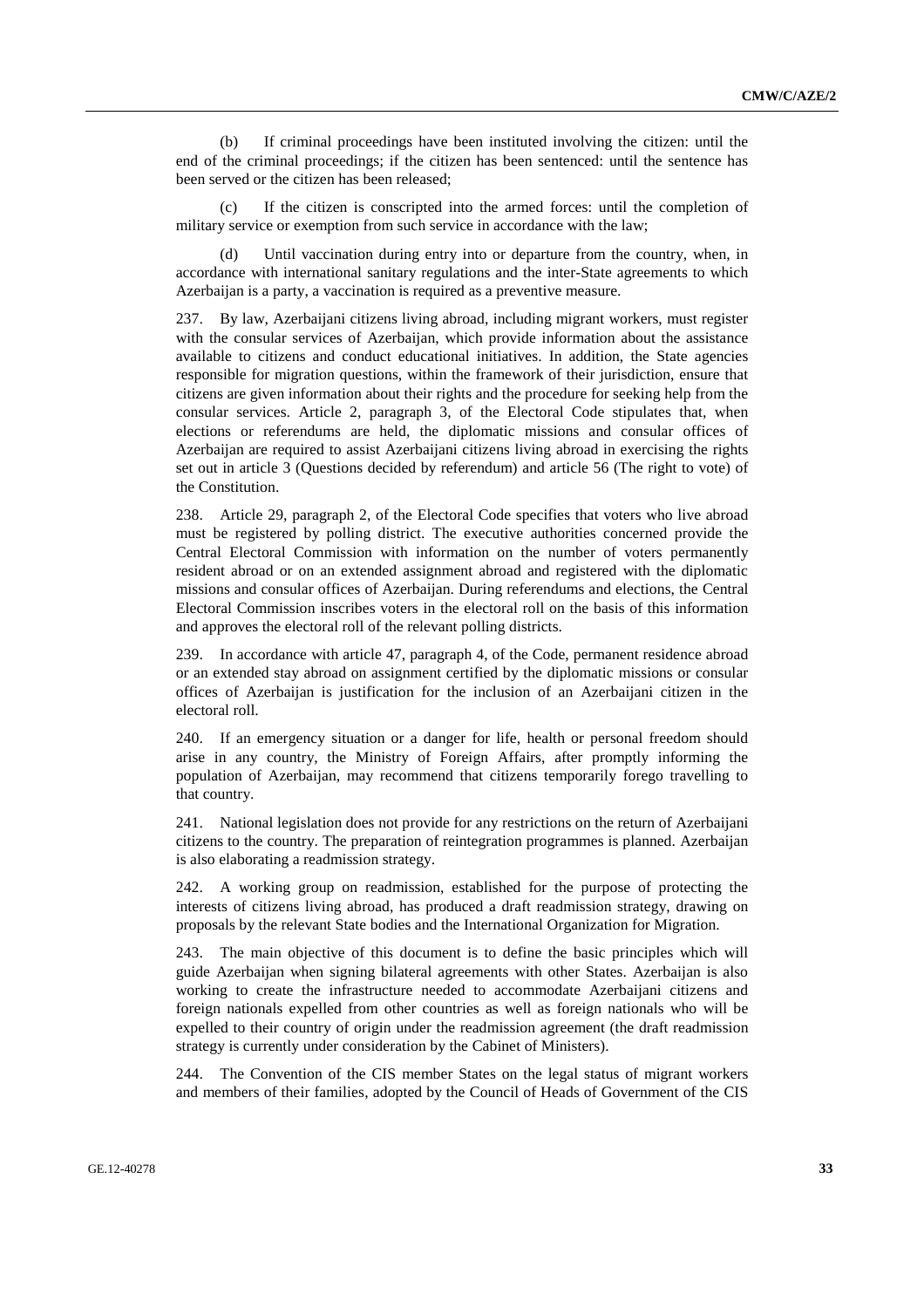(b) If criminal proceedings have been instituted involving the citizen: until the end of the criminal proceedings; if the citizen has been sentenced: until the sentence has been served or the citizen has been released;

(c) If the citizen is conscripted into the armed forces: until the completion of military service or exemption from such service in accordance with the law;

(d) Until vaccination during entry into or departure from the country, when, in accordance with international sanitary regulations and the inter-State agreements to which Azerbaijan is a party, a vaccination is required as a preventive measure.

237. By law, Azerbaijani citizens living abroad, including migrant workers, must register with the consular services of Azerbaijan, which provide information about the assistance available to citizens and conduct educational initiatives. In addition, the State agencies responsible for migration questions, within the framework of their jurisdiction, ensure that citizens are given information about their rights and the procedure for seeking help from the consular services. Article 2, paragraph 3, of the Electoral Code stipulates that, when elections or referendums are held, the diplomatic missions and consular offices of Azerbaijan are required to assist Azerbaijani citizens living abroad in exercising the rights set out in article 3 (Questions decided by referendum) and article 56 (The right to vote) of the Constitution.

238. Article 29, paragraph 2, of the Electoral Code specifies that voters who live abroad must be registered by polling district. The executive authorities concerned provide the Central Electoral Commission with information on the number of voters permanently resident abroad or on an extended assignment abroad and registered with the diplomatic missions and consular offices of Azerbaijan. During referendums and elections, the Central Electoral Commission inscribes voters in the electoral roll on the basis of this information and approves the electoral roll of the relevant polling districts.

239. In accordance with article 47, paragraph 4, of the Code, permanent residence abroad or an extended stay abroad on assignment certified by the diplomatic missions or consular offices of Azerbaijan is justification for the inclusion of an Azerbaijani citizen in the electoral roll.

240. If an emergency situation or a danger for life, health or personal freedom should arise in any country, the Ministry of Foreign Affairs, after promptly informing the population of Azerbaijan, may recommend that citizens temporarily forego travelling to that country.

241. National legislation does not provide for any restrictions on the return of Azerbaijani citizens to the country. The preparation of reintegration programmes is planned. Azerbaijan is also elaborating a readmission strategy.

242. A working group on readmission, established for the purpose of protecting the interests of citizens living abroad, has produced a draft readmission strategy, drawing on proposals by the relevant State bodies and the International Organization for Migration.

243. The main objective of this document is to define the basic principles which will guide Azerbaijan when signing bilateral agreements with other States. Azerbaijan is also working to create the infrastructure needed to accommodate Azerbaijani citizens and foreign nationals expelled from other countries as well as foreign nationals who will be expelled to their country of origin under the readmission agreement (the draft readmission strategy is currently under consideration by the Cabinet of Ministers).

244. The Convention of the CIS member States on the legal status of migrant workers and members of their families, adopted by the Council of Heads of Government of the CIS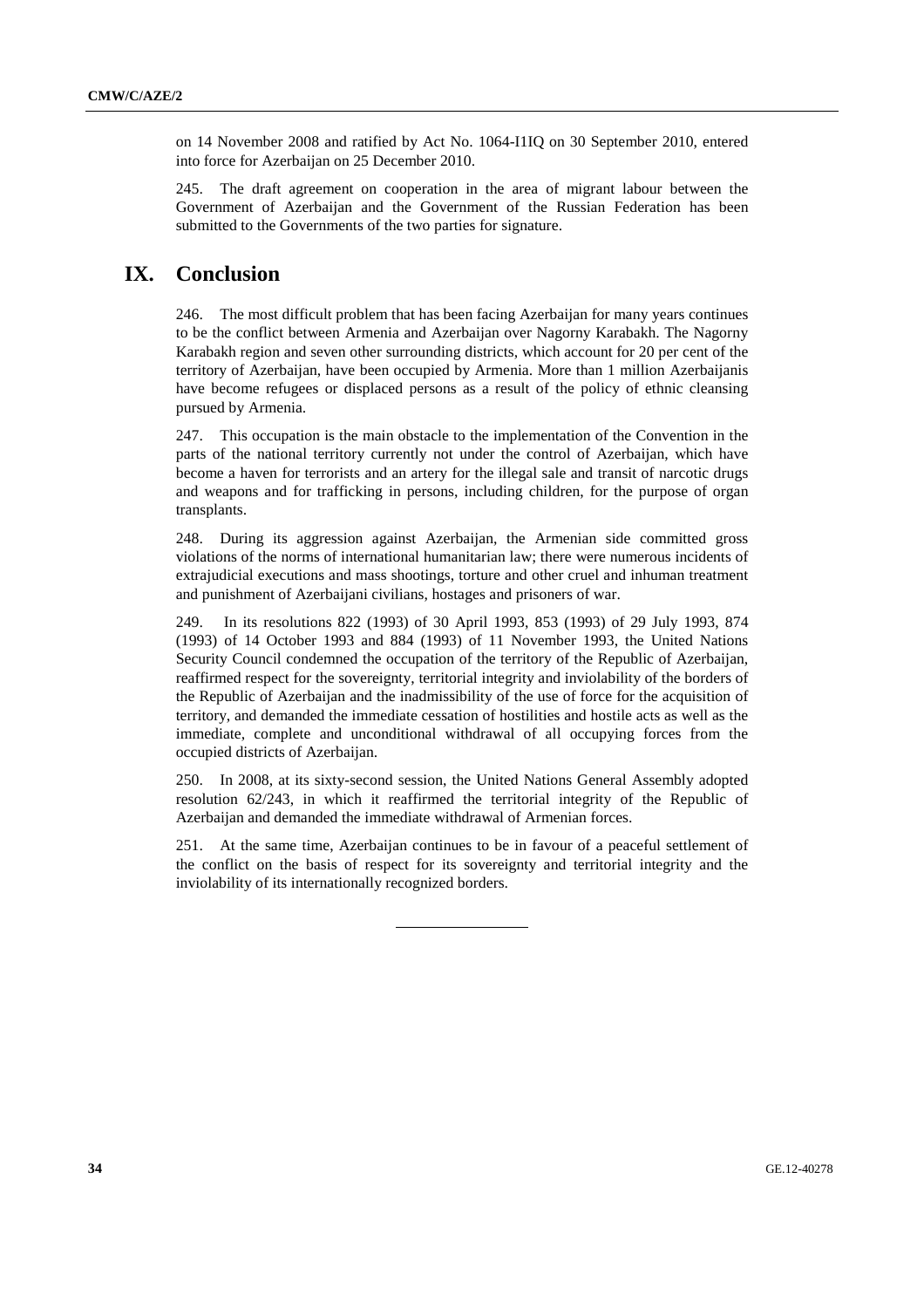on 14 November 2008 and ratified by Act No. 1064-I1IQ on 30 September 2010, entered into force for Azerbaijan on 25 December 2010.

245. The draft agreement on cooperation in the area of migrant labour between the Government of Azerbaijan and the Government of the Russian Federation has been submitted to the Governments of the two parties for signature.

# IX. Conclusion

246. The most difficult problem that has been facing Azerbaijan for many years continues to be the conflict between Armenia and Azerbaijan over Nagorny Karabakh. The Nagorny Karabakh region and seven other surrounding districts, which account for 20 per cent of the territory of Azerbaijan, have been occupied by Armenia. More than 1 million Azerbaijanis have become refugees or displaced persons as a result of the policy of ethnic cleansing pursued by Armenia.

247. This occupation is the main obstacle to the implementation of the Convention in the parts of the national territory currently not under the control of Azerbaijan, which have become a haven for terrorists and an artery for the illegal sale and transit of narcotic drugs and weapons and for trafficking in persons, including children, for the purpose of organ transplants.

248. During its aggression against Azerbaijan, the Armenian side committed gross violations of the norms of international humanitarian law; there were numerous incidents of extrajudicial executions and mass shootings, torture and other cruel and inhuman treatment and punishment of Azerbaijani civilians, hostages and prisoners of war.

249. In its resolutions 822 (1993) of 30 April 1993, 853 (1993) of 29 July 1993, 874 (1993) of 14 October 1993 and 884 (1993) of 11 November 1993, the United Nations Security Council condemned the occupation of the territory of the Republic of Azerbaijan, reaffirmed respect for the sovereignty, territorial integrity and inviolability of the borders of the Republic of Azerbaijan and the inadmissibility of the use of force for the acquisition of territory, and demanded the immediate cessation of hostilities and hostile acts as well as the immediate, complete and unconditional withdrawal of all occupying forces from the occupied districts of Azerbaijan.

250. In 2008, at its sixty-second session, the United Nations General Assembly adopted resolution 62/243, in which it reaffirmed the territorial integrity of the Republic of Azerbaijan and demanded the immediate withdrawal of Armenian forces.

251. At the same time, Azerbaijan continues to be in favour of a peaceful settlement of the conflict on the basis of respect for its sovereignty and territorial integrity and the inviolability of its internationally recognized borders.